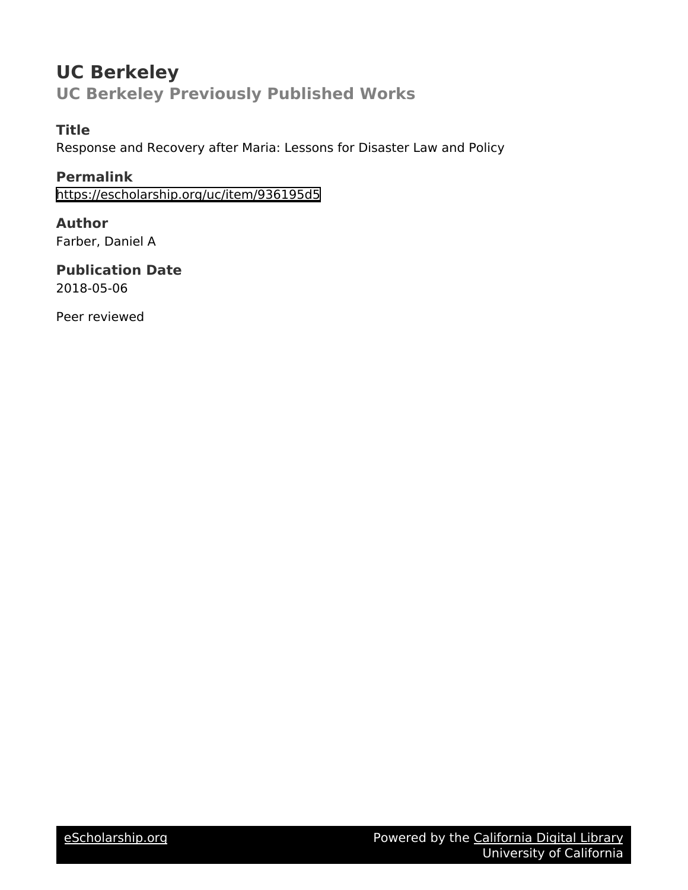# UC Berkeley

## UC Berkeley Previously Published Works

### Title

Response and Recovery after Maria: Lessons for Disaster Law and Policy

### Permalink

https://escholarship.org/uc/item/936195d5

### Author

Farber, Daniel A

### Publication Date

2018-05-06

Peer reviewed

eScholarship.org Powered by the California Digital Library University of California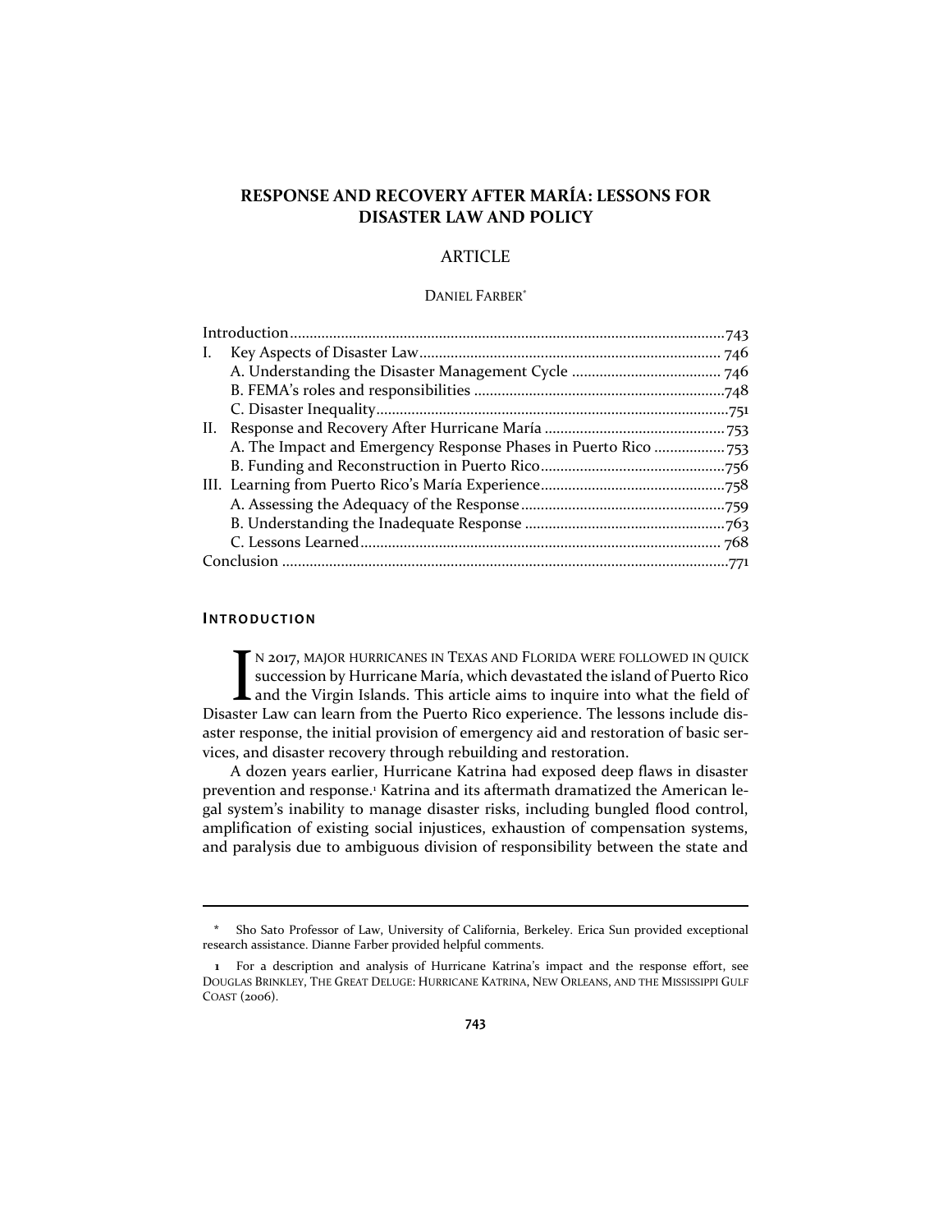# RESPONSE AND RECOVERY AFTER MARÍA: LESSONS FOR DISASTER LAW AND POLICY

ARTICLE

DANIEL FARBER[*]

| | |
|---|---|
| Introduction | 743 |
| I. Key Aspects of Disaster Law | 746 |
| A. Understanding the Disaster Management Cycle | 746 |
| B. FEMA's roles and responsibilities | 748 |
| C. Disaster Inequality | 751 |
| II. Response and Recovery After Hurricane María | 753 |
| A. The Impact and Emergency Response Phases in Puerto Rico | 753 |
| B. Funding and Reconstruction in Puerto Rico | 756 |
| III. Learning from Puerto Rico's María Experience | 758 |
| A. Assessing the Adequacy of the Response | 759 |
| B. Understanding the Inadequate Response | 763 |
| C. Lessons Learned | 768 |
| Conclusion | 771 |

## INTRODUCTION

IN 2017, MAJOR HURRICANES IN TEXAS AND FLORIDA WERE FOLLOWED IN QUICK succession by Hurricane María, which devastated the island of Puerto Rico and the Virgin Islands. This article aims to inquire into what the field of Disaster Law can learn from the Puerto Rico experience. The lessons include disaster response, the initial provision of emergency aid and restoration of basic services, and disaster recovery through rebuilding and restoration.

A dozen years earlier, Hurricane Katrina had exposed deep flaws in disaster prevention and response.[1] Katrina and its aftermath dramatized the American legal system's inability to manage disaster risks, including bungled flood control, amplification of existing social injustices, exhaustion of compensation systems, and paralysis due to ambiguous division of responsibility between the state and

---

\* Sho Sato Professor of Law, University of California, Berkeley. Erica Sun provided exceptional research assistance. Dianne Farber provided helpful comments.

1 For a description and analysis of Hurricane Katrina's impact and the response effort, see DOUGLAS BRINKLEY, THE GREAT DELUGE: HURRICANE KATRINA, NEW ORLEANS, AND THE MISSISSIPPI GULF COAST (2006).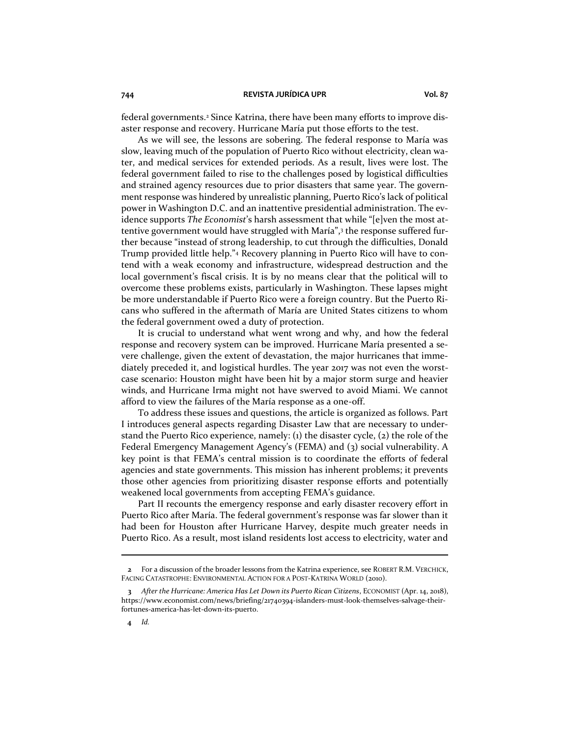federal governments.[2] Since Katrina, there have been many efforts to improve disaster response and recovery. Hurricane María put those efforts to the test.

As we will see, the lessons are sobering. The federal response to María was slow, leaving much of the population of Puerto Rico without electricity, clean water, and medical services for extended periods. As a result, lives were lost. The federal government failed to rise to the challenges posed by logistical difficulties and strained agency resources due to prior disasters that same year. The government response was hindered by unrealistic planning, Puerto Rico's lack of political power in Washington D.C. and an inattentive presidential administration. The evidence supports *The Economist*'s harsh assessment that while "[e]ven the most attentive government would have struggled with María",[3] the response suffered further because "instead of strong leadership, to cut through the difficulties, Donald Trump provided little help."[4] Recovery planning in Puerto Rico will have to contend with a weak economy and infrastructure, widespread destruction and the local government's fiscal crisis. It is by no means clear that the political will to overcome these problems exists, particularly in Washington. These lapses might be more understandable if Puerto Rico were a foreign country. But the Puerto Ricans who suffered in the aftermath of María are United States citizens to whom the federal government owed a duty of protection.

It is crucial to understand what went wrong and why, and how the federal response and recovery system can be improved. Hurricane María presented a severe challenge, given the extent of devastation, the major hurricanes that immediately preceded it, and logistical hurdles. The year 2017 was not even the worst-case scenario: Houston might have been hit by a major storm surge and heavier winds, and Hurricane Irma might not have swerved to avoid Miami. We cannot afford to view the failures of the María response as a one-off.

To address these issues and questions, the article is organized as follows. Part I introduces general aspects regarding Disaster Law that are necessary to understand the Puerto Rico experience, namely: (1) the disaster cycle, (2) the role of the Federal Emergency Management Agency's (FEMA) and (3) social vulnerability. A key point is that FEMA's central mission is to coordinate the efforts of federal agencies and state governments. This mission has inherent problems; it prevents those other agencies from prioritizing disaster response efforts and potentially weakened local governments from accepting FEMA's guidance.

Part II recounts the emergency response and early disaster recovery effort in Puerto Rico after María. The federal government's response was far slower than it had been for Houston after Hurricane Harvey, despite much greater needs in Puerto Rico. As a result, most island residents lost access to electricity, water and

---

2 For a discussion of the broader lessons from the Katrina experience, see ROBERT R.M. VERCHICK, FACING CATASTROPHE: ENVIRONMENTAL ACTION FOR A POST-KATRINA WORLD (2010).

3 *After the Hurricane: America Has Let Down its Puerto Rican Citizens*, ECONOMIST (Apr. 14, 2018), https://www.economist.com/news/briefing/21740394-islanders-must-look-themselves-salvage-their-fortunes-america-has-let-down-its-puerto.

4 *Id.*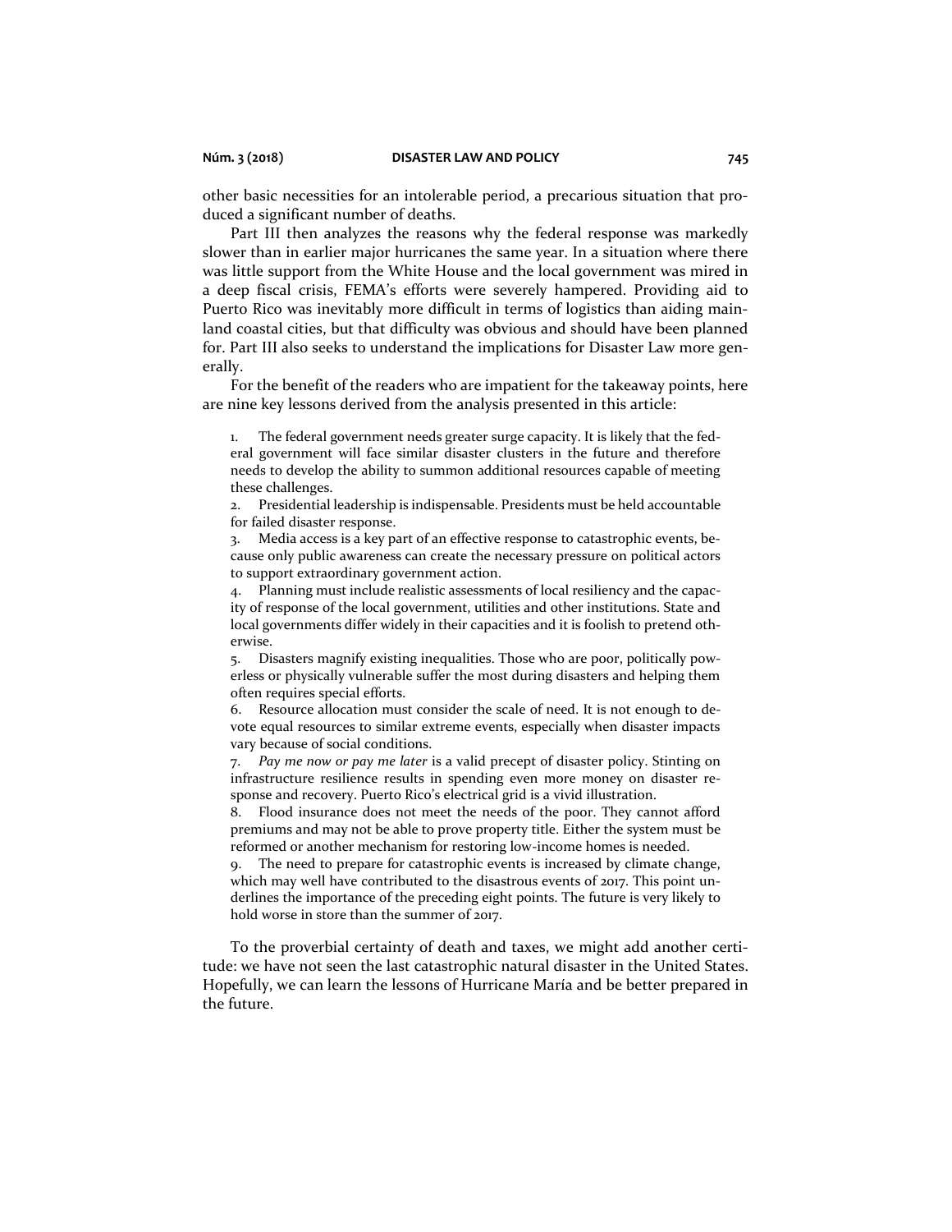other basic necessities for an intolerable period, a precarious situation that produced a significant number of deaths.

Part III then analyzes the reasons why the federal response was markedly slower than in earlier major hurricanes the same year. In a situation where there was little support from the White House and the local government was mired in a deep fiscal crisis, FEMA's efforts were severely hampered. Providing aid to Puerto Rico was inevitably more difficult in terms of logistics than aiding mainland coastal cities, but that difficulty was obvious and should have been planned for. Part III also seeks to understand the implications for Disaster Law more generally.

For the benefit of the readers who are impatient for the takeaway points, here are nine key lessons derived from the analysis presented in this article:

1. The federal government needs greater surge capacity. It is likely that the federal government will face similar disaster clusters in the future and therefore needs to develop the ability to summon additional resources capable of meeting these challenges.
2. Presidential leadership is indispensable. Presidents must be held accountable for failed disaster response.
3. Media access is a key part of an effective response to catastrophic events, because only public awareness can create the necessary pressure on political actors to support extraordinary government action.
4. Planning must include realistic assessments of local resiliency and the capacity of response of the local government, utilities and other institutions. State and local governments differ widely in their capacities and it is foolish to pretend otherwise.
5. Disasters magnify existing inequalities. Those who are poor, politically powerless or physically vulnerable suffer the most during disasters and helping them often requires special efforts.
6. Resource allocation must consider the scale of need. It is not enough to devote equal resources to similar extreme events, especially when disaster impacts vary because of social conditions.
7. *Pay me now or pay me later* is a valid precept of disaster policy. Stinting on infrastructure resilience results in spending even more money on disaster response and recovery. Puerto Rico's electrical grid is a vivid illustration.
8. Flood insurance does not meet the needs of the poor. They cannot afford premiums and may not be able to prove property title. Either the system must be reformed or another mechanism for restoring low-income homes is needed.
9. The need to prepare for catastrophic events is increased by climate change, which may well have contributed to the disastrous events of 2017. This point underlines the importance of the preceding eight points. The future is very likely to hold worse in store than the summer of 2017.

To the proverbial certainty of death and taxes, we might add another certitude: we have not seen the last catastrophic natural disaster in the United States. Hopefully, we can learn the lessons of Hurricane María and be better prepared in the future.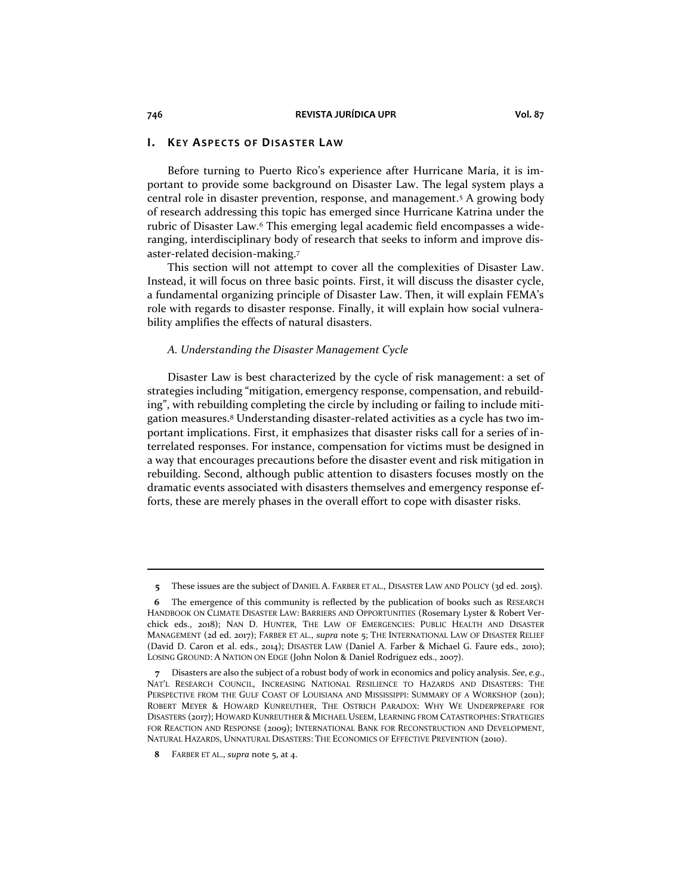## I. Key Aspects of Disaster Law

Before turning to Puerto Rico's experience after Hurricane María, it is important to provide some background on Disaster Law. The legal system plays a central role in disaster prevention, response, and management.[5] A growing body of research addressing this topic has emerged since Hurricane Katrina under the rubric of Disaster Law.[6] This emerging legal academic field encompasses a wide-ranging, interdisciplinary body of research that seeks to inform and improve disaster-related decision-making.[7]

This section will not attempt to cover all the complexities of Disaster Law. Instead, it will focus on three basic points. First, it will discuss the disaster cycle, a fundamental organizing principle of Disaster Law. Then, it will explain FEMA's role with regards to disaster response. Finally, it will explain how social vulnerability amplifies the effects of natural disasters.

### *A. Understanding the Disaster Management Cycle*

Disaster Law is best characterized by the cycle of risk management: a set of strategies including "mitigation, emergency response, compensation, and rebuilding", with rebuilding completing the circle by including or failing to include mitigation measures.[8] Understanding disaster-related activities as a cycle has two important implications. First, it emphasizes that disaster risks call for a series of interrelated responses. For instance, compensation for victims must be designed in a way that encourages precautions before the disaster event and risk mitigation in rebuilding. Second, although public attention to disasters focuses mostly on the dramatic events associated with disasters themselves and emergency response efforts, these are merely phases in the overall effort to cope with disaster risks.

---

**5** These issues are the subject of DANIEL A. FARBER ET AL., DISASTER LAW AND POLICY (3d ed. 2015).

**6** The emergence of this community is reflected by the publication of books such as RESEARCH HANDBOOK ON CLIMATE DISASTER LAW: BARRIERS AND OPPORTUNITIES (Rosemary Lyster & Robert Verchick eds., 2018); NAN D. HUNTER, THE LAW OF EMERGENCIES: PUBLIC HEALTH AND DISASTER MANAGEMENT (2d ed. 2017); FARBER ET AL., *supra* note 5; THE INTERNATIONAL LAW OF DISASTER RELIEF (David D. Caron et al. eds., 2014); DISASTER LAW (Daniel A. Farber & Michael G. Faure eds., 2010); LOSING GROUND: A NATION ON EDGE (John Nolon & Daniel Rodriguez eds., 2007).

**7** Disasters are also the subject of a robust body of work in economics and policy analysis. *See, e.g.*, NAT'L RESEARCH COUNCIL, INCREASING NATIONAL RESILIENCE TO HAZARDS AND DISASTERS: THE PERSPECTIVE FROM THE GULF COAST OF LOUISIANA AND MISSISSIPPI: SUMMARY OF A WORKSHOP (2011); ROBERT MEYER & HOWARD KUNREUTHER, THE OSTRICH PARADOX: WHY WE UNDERPREPARE FOR DISASTERS (2017); HOWARD KUNREUTHER & MICHAEL USEEM, LEARNING FROM CATASTROPHES: STRATEGIES FOR REACTION AND RESPONSE (2009); INTERNATIONAL BANK FOR RECONSTRUCTION AND DEVELOPMENT, NATURAL HAZARDS, UNNATURAL DISASTERS: THE ECONOMICS OF EFFECTIVE PREVENTION (2010).

**8** FARBER ET AL., *supra* note 5, at 4.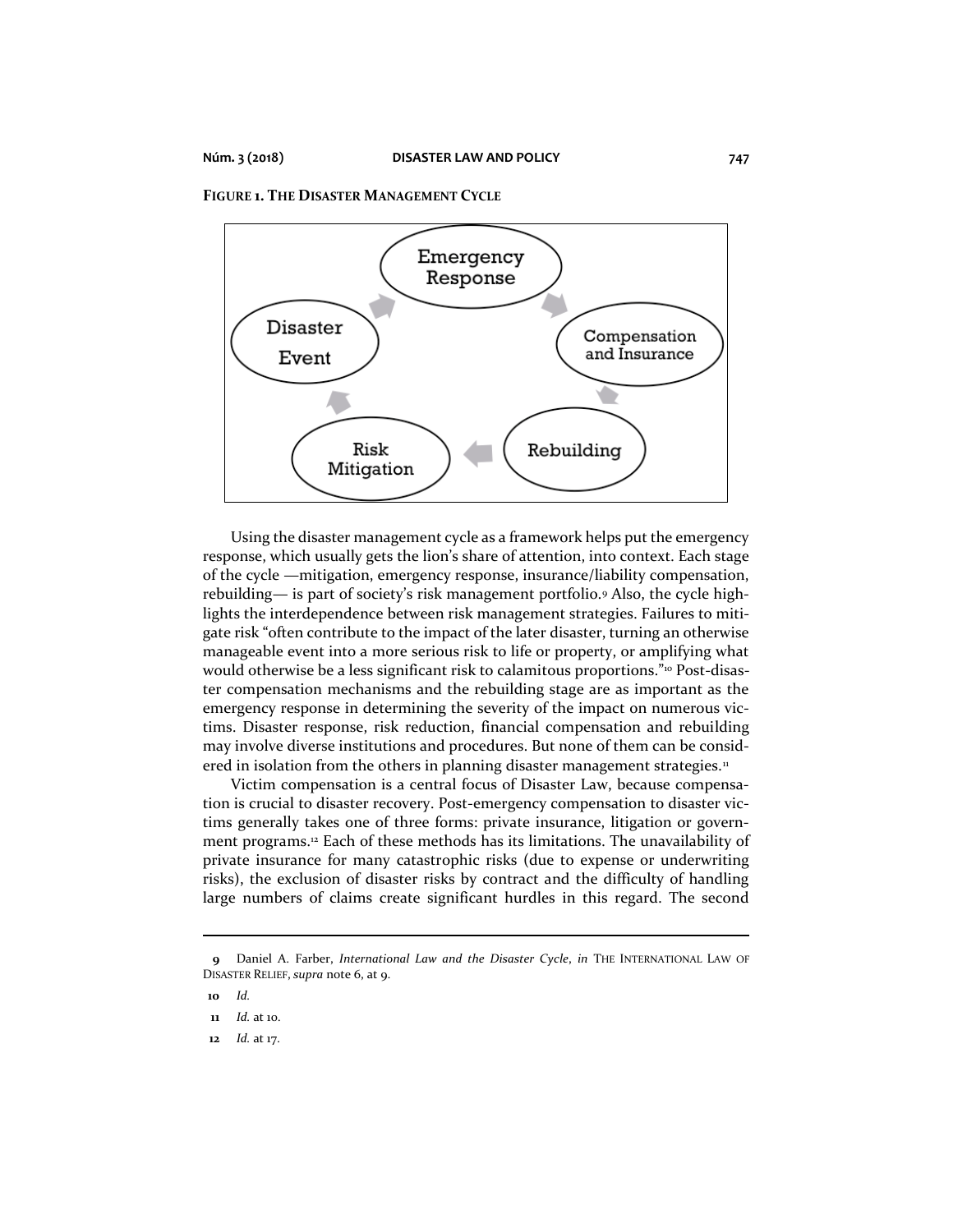**FIGURE 1. THE DISASTER MANAGEMENT CYCLE**

Disaster Event → Emergency Response → Compensation and Insurance → Rebuilding → Risk Mitigation → Disaster Event

Using the disaster management cycle as a framework helps put the emergency response, which usually gets the lion's share of attention, into context. Each stage of the cycle —mitigation, emergency response, insurance/liability compensation, rebuilding— is part of society's risk management portfolio.[9] Also, the cycle highlights the interdependence between risk management strategies. Failures to mitigate risk "often contribute to the impact of the later disaster, turning an otherwise manageable event into a more serious risk to life or property, or amplifying what would otherwise be a less significant risk to calamitous proportions."[10] Post-disaster compensation mechanisms and the rebuilding stage are as important as the emergency response in determining the severity of the impact on numerous victims. Disaster response, risk reduction, financial compensation and rebuilding may involve diverse institutions and procedures. But none of them can be considered in isolation from the others in planning disaster management strategies.[11]

Victim compensation is a central focus of Disaster Law, because compensation is crucial to disaster recovery. Post-emergency compensation to disaster victims generally takes one of three forms: private insurance, litigation or government programs.[12] Each of these methods has its limitations. The unavailability of private insurance for many catastrophic risks (due to expense or underwriting risks), the exclusion of disaster risks by contract and the difficulty of handling large numbers of claims create significant hurdles in this regard. The second

---

**9** Daniel A. Farber, *International Law and the Disaster Cycle*, *in* THE INTERNATIONAL LAW OF DISASTER RELIEF, *supra* note 6, at 9.

**10** *Id.*

**11** *Id.* at 10.

**12** *Id.* at 17.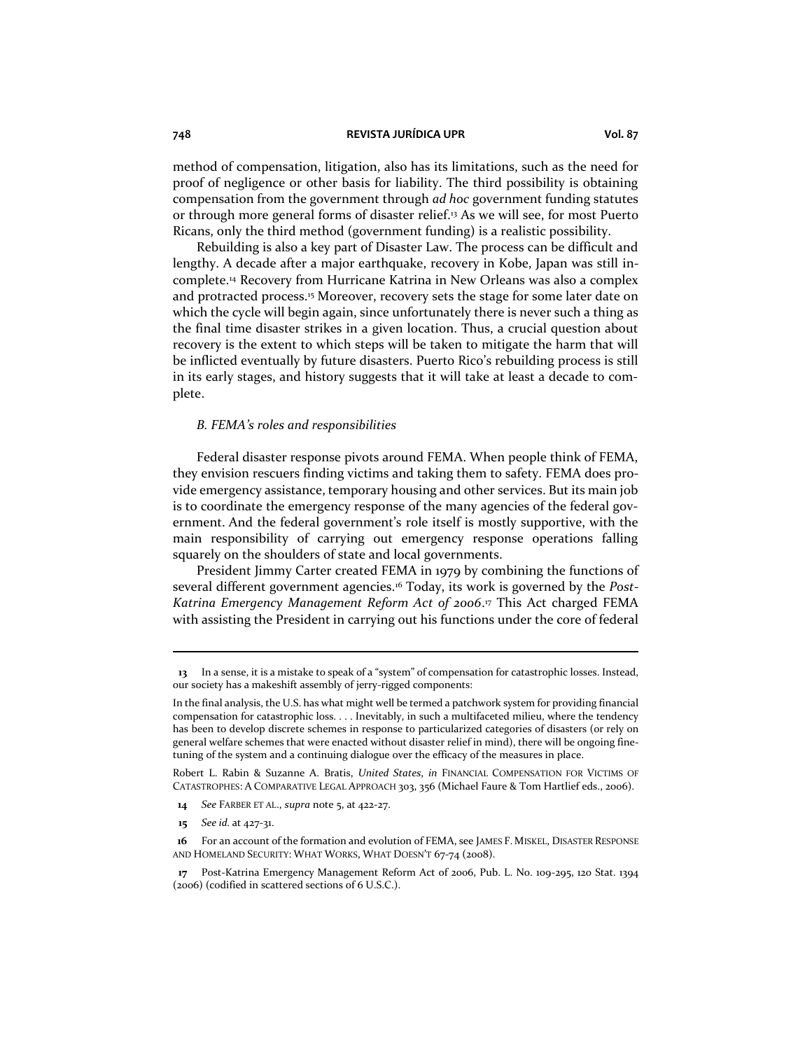method of compensation, litigation, also has its limitations, such as the need for proof of negligence or other basis for liability. The third possibility is obtaining compensation from the government through *ad hoc* government funding statutes or through more general forms of disaster relief.[13] As we will see, for most Puerto Ricans, only the third method (government funding) is a realistic possibility.

Rebuilding is also a key part of Disaster Law. The process can be difficult and lengthy. A decade after a major earthquake, recovery in Kobe, Japan was still incomplete.[14] Recovery from Hurricane Katrina in New Orleans was also a complex and protracted process.[15] Moreover, recovery sets the stage for some later date on which the cycle will begin again, since unfortunately there is never such a thing as the final time disaster strikes in a given location. Thus, a crucial question about recovery is the extent to which steps will be taken to mitigate the harm that will be inflicted eventually by future disasters. Puerto Rico's rebuilding process is still in its early stages, and history suggests that it will take at least a decade to complete.

### *B. FEMA's roles and responsibilities*

Federal disaster response pivots around FEMA. When people think of FEMA, they envision rescuers finding victims and taking them to safety. FEMA does provide emergency assistance, temporary housing and other services. But its main job is to coordinate the emergency response of the many agencies of the federal government. And the federal government's role itself is mostly supportive, with the main responsibility of carrying out emergency response operations falling squarely on the shoulders of state and local governments.

President Jimmy Carter created FEMA in 1979 by combining the functions of several different government agencies.[16] Today, its work is governed by the *Post-Katrina Emergency Management Reform Act of 2006*.[17] This Act charged FEMA with assisting the President in carrying out his functions under the core of federal

---

**13** In a sense, it is a mistake to speak of a "system" of compensation for catastrophic losses. Instead, our society has a makeshift assembly of jerry-rigged components:

In the final analysis, the U.S. has what might well be termed a patchwork system for providing financial compensation for catastrophic loss. . . . Inevitably, in such a multifaceted milieu, where the tendency has been to develop discrete schemes in response to particularized categories of disasters (or rely on general welfare schemes that were enacted without disaster relief in mind), there will be ongoing fine-tuning of the system and a continuing dialogue over the efficacy of the measures in place.

Robert L. Rabin & Suzanne A. Bratis, *United States*, *in* FINANCIAL COMPENSATION FOR VICTIMS OF CATASTROPHES: A COMPARATIVE LEGAL APPROACH 303, 356 (Michael Faure & Tom Hartlief eds., 2006).

**14** *See* FARBER ET AL., *supra* note 5, at 422-27.

**15** *See id.* at 427-31.

**16** For an account of the formation and evolution of FEMA, see JAMES F. MISKEL, DISASTER RESPONSE AND HOMELAND SECURITY: WHAT WORKS, WHAT DOESN'T 67-74 (2008).

**17** Post-Katrina Emergency Management Reform Act of 2006, Pub. L. No. 109-295, 120 Stat. 1394 (2006) (codified in scattered sections of 6 U.S.C.).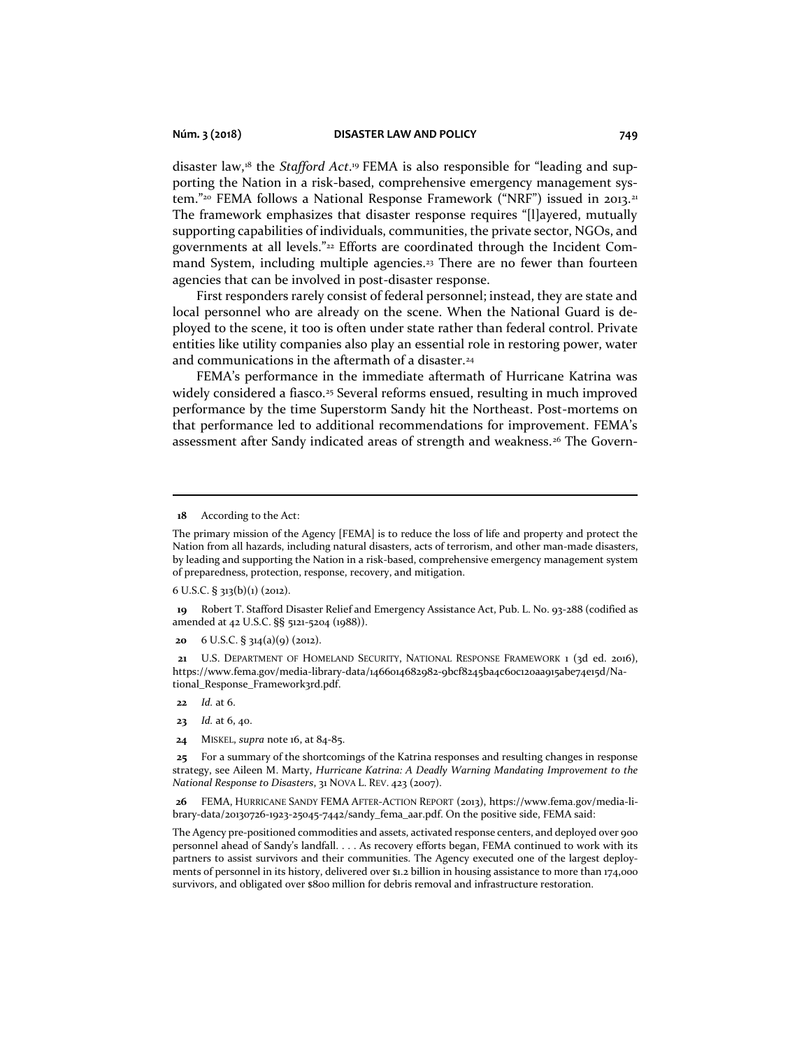disaster law,[18] the *Stafford Act*.[19] FEMA is also responsible for "leading and supporting the Nation in a risk-based, comprehensive emergency management system."[20] FEMA follows a National Response Framework ("NRF") issued in 2013.[21] The framework emphasizes that disaster response requires "[l]ayered, mutually supporting capabilities of individuals, communities, the private sector, NGOs, and governments at all levels."[22] Efforts are coordinated through the Incident Command System, including multiple agencies.[23] There are no fewer than fourteen agencies that can be involved in post-disaster response.

First responders rarely consist of federal personnel; instead, they are state and local personnel who are already on the scene. When the National Guard is deployed to the scene, it too is often under state rather than federal control. Private entities like utility companies also play an essential role in restoring power, water and communications in the aftermath of a disaster.[24]

FEMA's performance in the immediate aftermath of Hurricane Katrina was widely considered a fiasco.[25] Several reforms ensued, resulting in much improved performance by the time Superstorm Sandy hit the Northeast. Post-mortems on that performance led to additional recommendations for improvement. FEMA's assessment after Sandy indicated areas of strength and weakness.[26] The Govern-

---

**18** According to the Act:

The primary mission of the Agency [FEMA] is to reduce the loss of life and property and protect the Nation from all hazards, including natural disasters, acts of terrorism, and other man-made disasters, by leading and supporting the Nation in a risk-based, comprehensive emergency management system of preparedness, protection, response, recovery, and mitigation.

6 U.S.C. § 313(b)(1) (2012).

**19** Robert T. Stafford Disaster Relief and Emergency Assistance Act, Pub. L. No. 93-288 (codified as amended at 42 U.S.C. §§ 5121-5204 (1988)).

**20** 6 U.S.C. § 314(a)(9) (2012).

**21** U.S. DEPARTMENT OF HOMELAND SECURITY, NATIONAL RESPONSE FRAMEWORK 1 (3d ed. 2016), https://www.fema.gov/media-library-data/1466014682982-9bcf8245ba4c60c120aa915abe74e15d/National_Response_Framework3rd.pdf.

**22** *Id.* at 6.

**23** *Id.* at 6, 40.

**24** MISKEL, *supra* note 16, at 84-85.

**25** For a summary of the shortcomings of the Katrina responses and resulting changes in response strategy, see Aileen M. Marty, *Hurricane Katrina: A Deadly Warning Mandating Improvement to the National Response to Disasters*, 31 NOVA L. REV. 423 (2007).

**26** FEMA, HURRICANE SANDY FEMA AFTER-ACTION REPORT (2013), https://www.fema.gov/media-library-data/20130726-1923-25045-7442/sandy_fema_aar.pdf. On the positive side, FEMA said:

The Agency pre-positioned commodities and assets, activated response centers, and deployed over 900 personnel ahead of Sandy's landfall. . . . As recovery efforts began, FEMA continued to work with its partners to assist survivors and their communities. The Agency executed one of the largest deployments of personnel in its history, delivered over $1.2 billion in housing assistance to more than 174,000 survivors, and obligated over $800 million for debris removal and infrastructure restoration.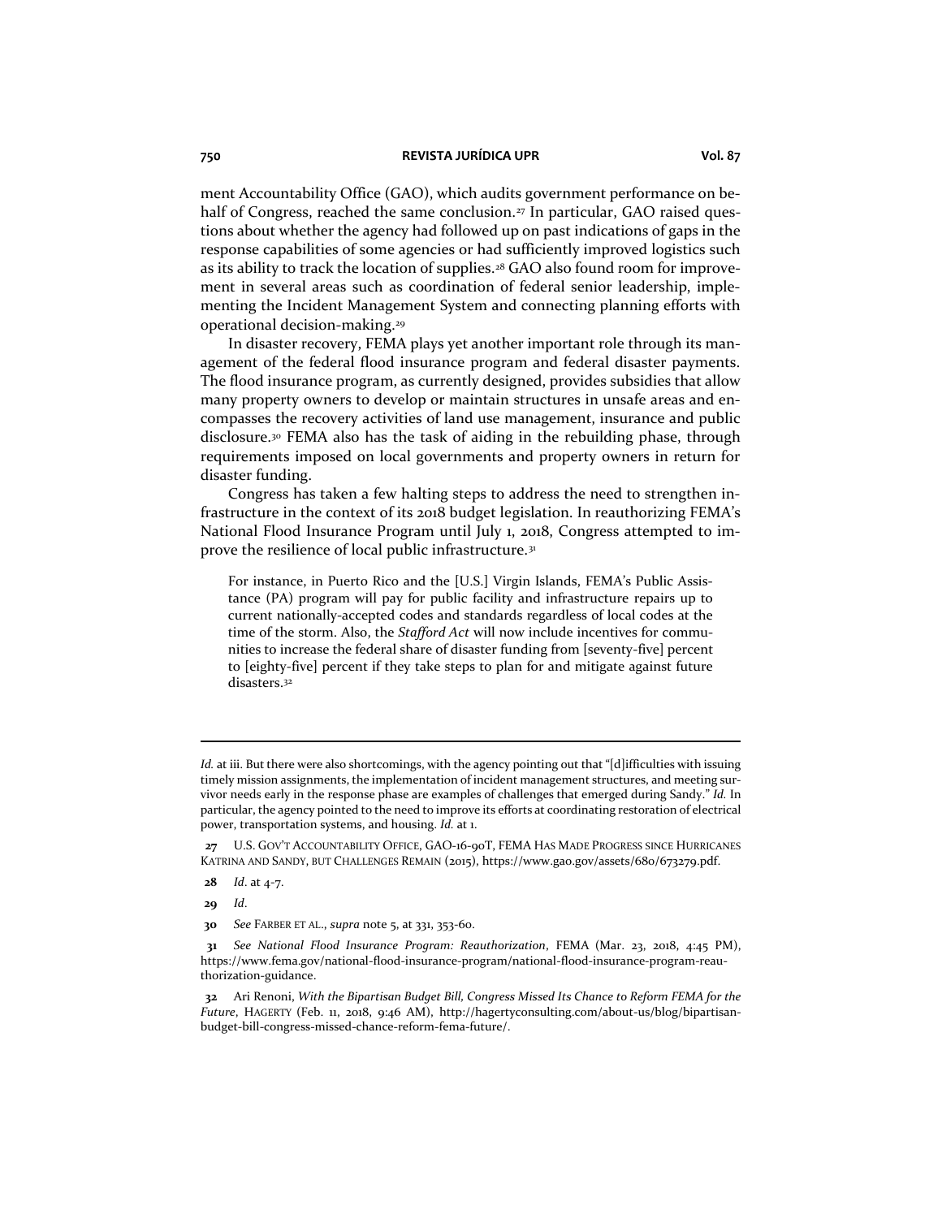ment Accountability Office (GAO), which audits government performance on behalf of Congress, reached the same conclusion.[27] In particular, GAO raised questions about whether the agency had followed up on past indications of gaps in the response capabilities of some agencies or had sufficiently improved logistics such as its ability to track the location of supplies.[28] GAO also found room for improvement in several areas such as coordination of federal senior leadership, implementing the Incident Management System and connecting planning efforts with operational decision-making.[29]

In disaster recovery, FEMA plays yet another important role through its management of the federal flood insurance program and federal disaster payments. The flood insurance program, as currently designed, provides subsidies that allow many property owners to develop or maintain structures in unsafe areas and encompasses the recovery activities of land use management, insurance and public disclosure.[30] FEMA also has the task of aiding in the rebuilding phase, through requirements imposed on local governments and property owners in return for disaster funding.

Congress has taken a few halting steps to address the need to strengthen infrastructure in the context of its 2018 budget legislation. In reauthorizing FEMA's National Flood Insurance Program until July 1, 2018, Congress attempted to improve the resilience of local public infrastructure.[31]

> For instance, in Puerto Rico and the [U.S.] Virgin Islands, FEMA's Public Assistance (PA) program will pay for public facility and infrastructure repairs up to current nationally-accepted codes and standards regardless of local codes at the time of the storm. Also, the *Stafford Act* will now include incentives for communities to increase the federal share of disaster funding from [seventy-five] percent to [eighty-five] percent if they take steps to plan for and mitigate against future disasters.[32]

---

*Id.* at iii. But there were also shortcomings, with the agency pointing out that "[d]ifficulties with issuing timely mission assignments, the implementation of incident management structures, and meeting survivor needs early in the response phase are examples of challenges that emerged during Sandy." *Id.* In particular, the agency pointed to the need to improve its efforts at coordinating restoration of electrical power, transportation systems, and housing. *Id.* at 1.

**27** U.S. GOV'T ACCOUNTABILITY OFFICE, GAO-16-90T, FEMA HAS MADE PROGRESS SINCE HURRICANES KATRINA AND SANDY, BUT CHALLENGES REMAIN (2015), https://www.gao.gov/assets/680/673279.pdf.

**28** *Id*. at 4-7.

**29** *Id*.

**30** *See* FARBER ET AL., *supra* note 5, at 331, 353-60.

**31** *See National Flood Insurance Program: Reauthorization*, FEMA (Mar. 23, 2018, 4:45 PM), https://www.fema.gov/national-flood-insurance-program/national-flood-insurance-program-reauthorization-guidance.

**32** Ari Renoni, *With the Bipartisan Budget Bill, Congress Missed Its Chance to Reform FEMA for the Future*, HAGERTY (Feb. 11, 2018, 9:46 AM), http://hagertyconsulting.com/about-us/blog/bipartisan-budget-bill-congress-missed-chance-reform-fema-future/.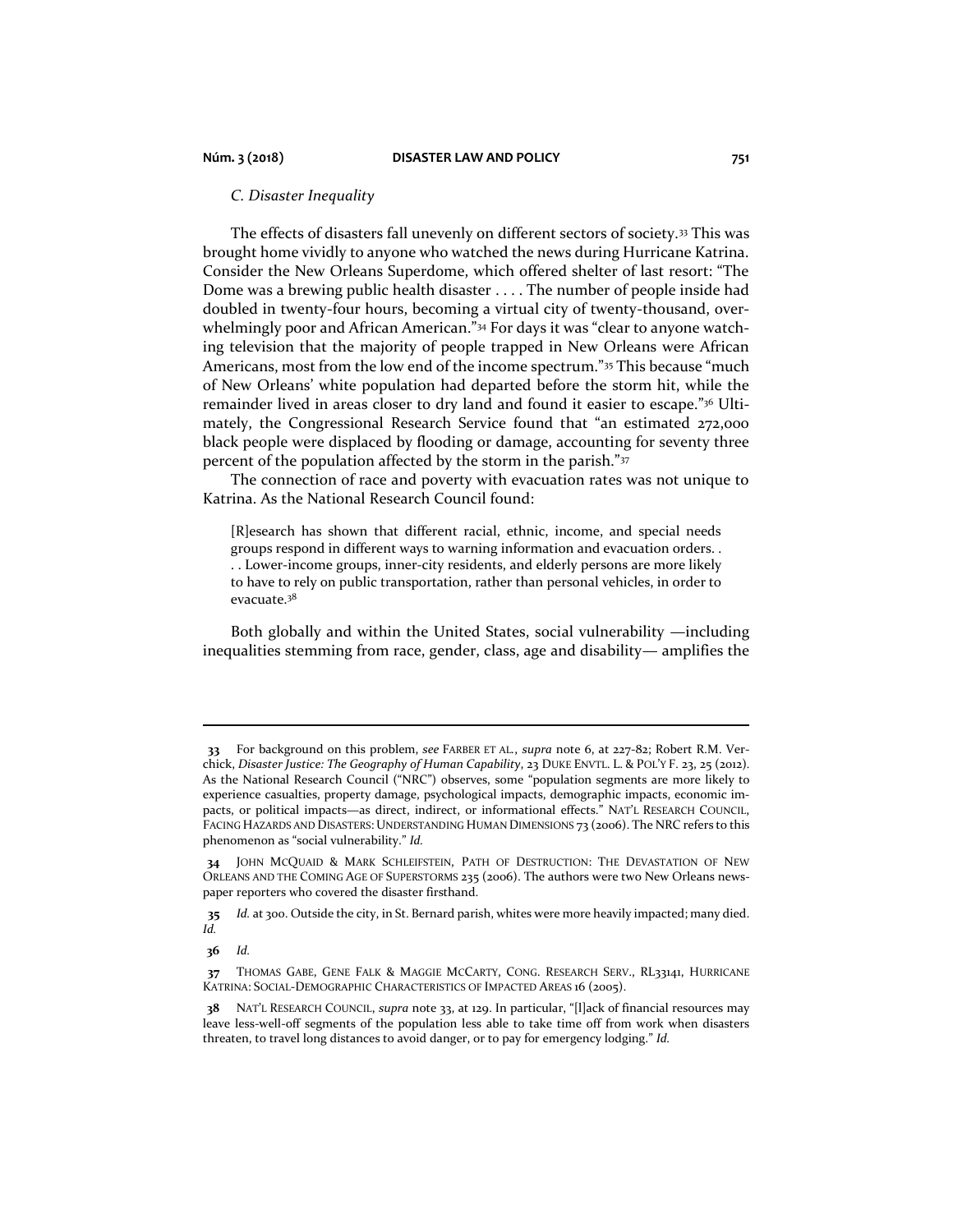### *C. Disaster Inequality*

The effects of disasters fall unevenly on different sectors of society.[33] This was brought home vividly to anyone who watched the news during Hurricane Katrina. Consider the New Orleans Superdome, which offered shelter of last resort: "The Dome was a brewing public health disaster . . . . The number of people inside had doubled in twenty-four hours, becoming a virtual city of twenty-thousand, overwhelmingly poor and African American."[34] For days it was "clear to anyone watching television that the majority of people trapped in New Orleans were African Americans, most from the low end of the income spectrum."[35] This because "much of New Orleans' white population had departed before the storm hit, while the remainder lived in areas closer to dry land and found it easier to escape."[36] Ultimately, the Congressional Research Service found that "an estimated 272,000 black people were displaced by flooding or damage, accounting for seventy three percent of the population affected by the storm in the parish."[37]

The connection of race and poverty with evacuation rates was not unique to Katrina. As the National Research Council found:

> [R]esearch has shown that different racial, ethnic, income, and special needs groups respond in different ways to warning information and evacuation orders. . . . Lower-income groups, inner-city residents, and elderly persons are more likely to have to rely on public transportation, rather than personal vehicles, in order to evacuate.[38]

Both globally and within the United States, social vulnerability —including inequalities stemming from race, gender, class, age and disability— amplifies the

---

**33** For background on this problem, *see* FARBER ET AL., *supra* note 6, at 227-82; Robert R.M. Verchick, *Disaster Justice: The Geography of Human Capability*, 23 DUKE ENVTL. L. & POL'Y F. 23, 25 (2012). As the National Research Council ("NRC") observes, some "population segments are more likely to experience casualties, property damage, psychological impacts, demographic impacts, economic impacts, or political impacts—as direct, indirect, or informational effects." NAT'L RESEARCH COUNCIL, FACING HAZARDS AND DISASTERS: UNDERSTANDING HUMAN DIMENSIONS 73 (2006). The NRC refers to this phenomenon as "social vulnerability." *Id.*

**34** JOHN MCQUAID & MARK SCHLEIFSTEIN, PATH OF DESTRUCTION: THE DEVASTATION OF NEW ORLEANS AND THE COMING AGE OF SUPERSTORMS 235 (2006). The authors were two New Orleans newspaper reporters who covered the disaster firsthand.

**35** *Id.* at 300. Outside the city, in St. Bernard parish, whites were more heavily impacted; many died. *Id.*

**36** *Id.*

**37** THOMAS GABE, GENE FALK & MAGGIE MCCARTY, CONG. RESEARCH SERV., RL33141, HURRICANE KATRINA: SOCIAL-DEMOGRAPHIC CHARACTERISTICS OF IMPACTED AREAS 16 (2005).

**38** NAT'L RESEARCH COUNCIL, *supra* note 33, at 129. In particular, "[l]ack of financial resources may leave less-well-off segments of the population less able to take time off from work when disasters threaten, to travel long distances to avoid danger, or to pay for emergency lodging." *Id.*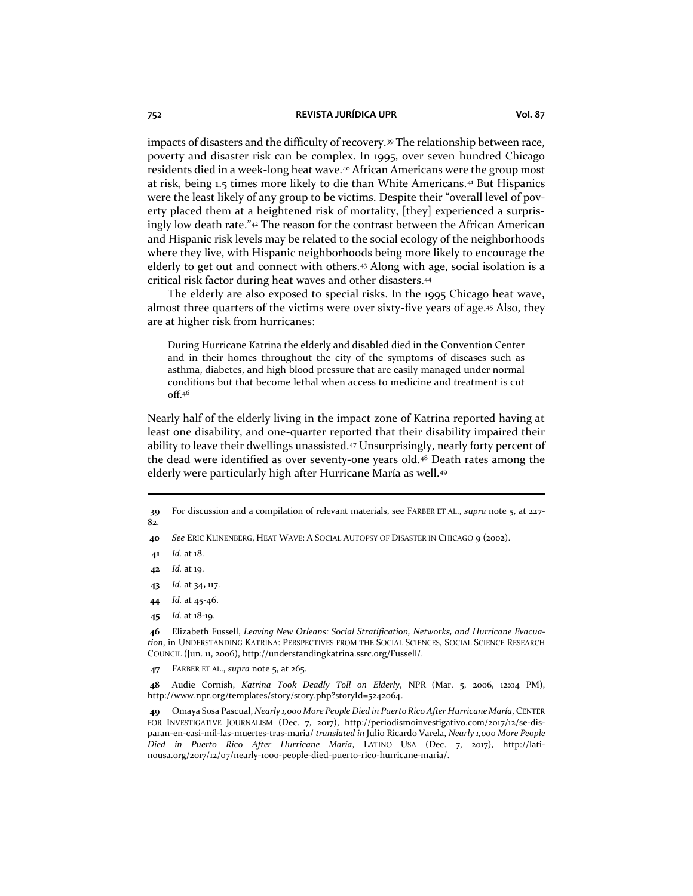impacts of disasters and the difficulty of recovery.[39] The relationship between race, poverty and disaster risk can be complex. In 1995, over seven hundred Chicago residents died in a week-long heat wave.[40] African Americans were the group most at risk, being 1.5 times more likely to die than White Americans.[41] But Hispanics were the least likely of any group to be victims. Despite their "overall level of poverty placed them at a heightened risk of mortality, [they] experienced a surprisingly low death rate."[42] The reason for the contrast between the African American and Hispanic risk levels may be related to the social ecology of the neighborhoods where they live, with Hispanic neighborhoods being more likely to encourage the elderly to get out and connect with others.[43] Along with age, social isolation is a critical risk factor during heat waves and other disasters.[44]

The elderly are also exposed to special risks. In the 1995 Chicago heat wave, almost three quarters of the victims were over sixty-five years of age.[45] Also, they are at higher risk from hurricanes:

> During Hurricane Katrina the elderly and disabled died in the Convention Center and in their homes throughout the city of the symptoms of diseases such as asthma, diabetes, and high blood pressure that are easily managed under normal conditions but that become lethal when access to medicine and treatment is cut off.[46]

Nearly half of the elderly living in the impact zone of Katrina reported having at least one disability, and one-quarter reported that their disability impaired their ability to leave their dwellings unassisted.[47] Unsurprisingly, nearly forty percent of the dead were identified as over seventy-one years old.[48] Death rates among the elderly were particularly high after Hurricane María as well.[49]

---

**39** For discussion and a compilation of relevant materials, see FARBER ET AL., *supra* note 5, at 227-82.

**40** *See* ERIC KLINENBERG, HEAT WAVE: A SOCIAL AUTOPSY OF DISASTER IN CHICAGO 9 (2002).

**41** *Id.* at 18.

**42** *Id.* at 19.

**43** *Id.* at 34, 117.

**44** *Id.* at 45-46.

**45** *Id.* at 18-19.

**46** Elizabeth Fussell, *Leaving New Orleans: Social Stratification, Networks, and Hurricane Evacuation*, in UNDERSTANDING KATRINA: PERSPECTIVES FROM THE SOCIAL SCIENCES, SOCIAL SCIENCE RESEARCH COUNCIL (Jun. 11, 2006), http://understandingkatrina.ssrc.org/Fussell/.

**47** FARBER ET AL., *supra* note 5, at 265.

**48** Audie Cornish, *Katrina Took Deadly Toll on Elderly*, NPR (Mar. 5, 2006, 12:04 PM), http://www.npr.org/templates/story/story.php?storyId=5242064.

**49** Omaya Sosa Pascual, *Nearly 1,000 More People Died in Puerto Rico After Hurricane María*, CENTER FOR INVESTIGATIVE JOURNALISM (Dec. 7, 2017), http://periodismoinvestigativo.com/2017/12/se-disparan-en-casi-mil-las-muertes-tras-maria/ *translated in* Julio Ricardo Varela, *Nearly 1,000 More People Died in Puerto Rico After Hurricane María*, LATINO USA (Dec. 7, 2017), http://latinousa.org/2017/12/07/nearly-1000-people-died-puerto-rico-hurricane-maria/.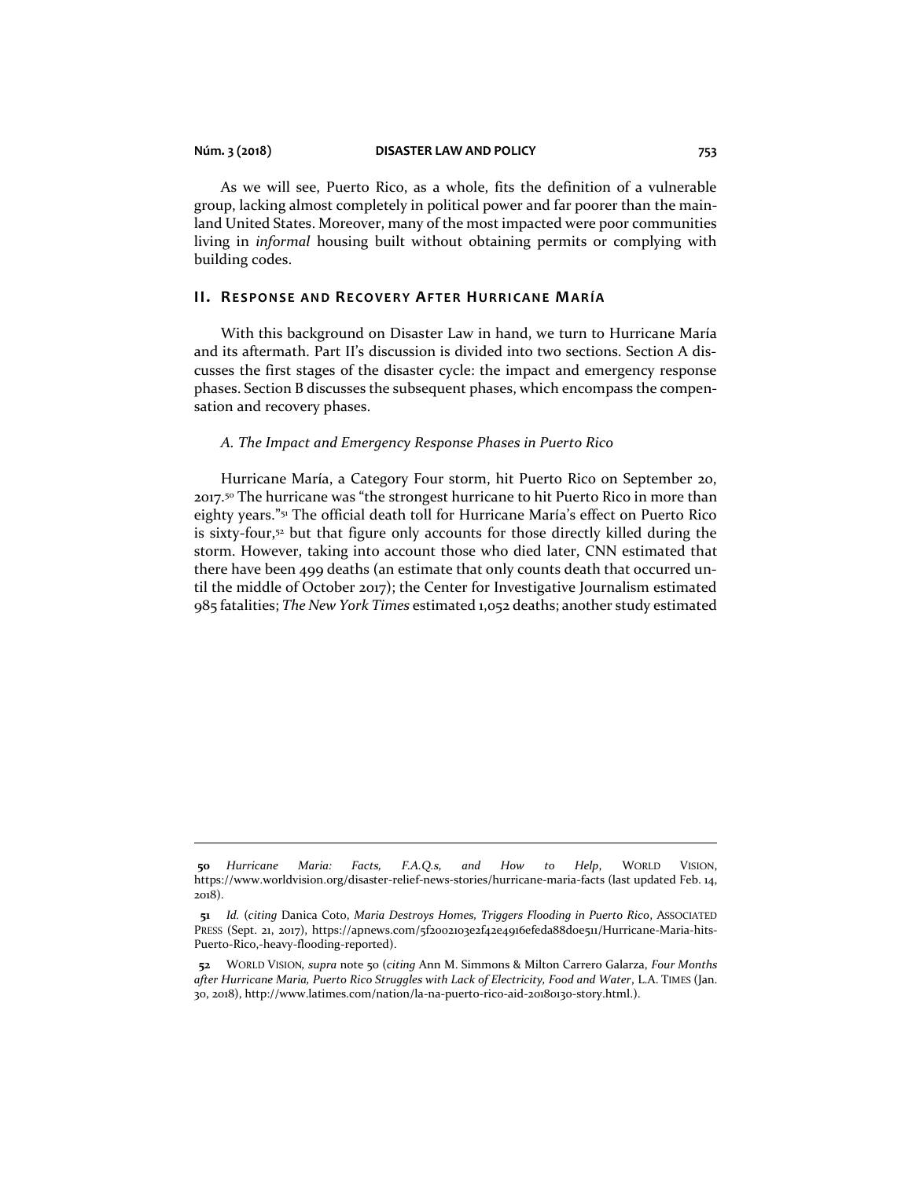As we will see, Puerto Rico, as a whole, fits the definition of a vulnerable group, lacking almost completely in political power and far poorer than the mainland United States. Moreover, many of the most impacted were poor communities living in *informal* housing built without obtaining permits or complying with building codes.

## II. Response and Recovery After Hurricane María

With this background on Disaster Law in hand, we turn to Hurricane María and its aftermath. Part II's discussion is divided into two sections. Section A discusses the first stages of the disaster cycle: the impact and emergency response phases. Section B discusses the subsequent phases, which encompass the compensation and recovery phases.

### *A. The Impact and Emergency Response Phases in Puerto Rico*

Hurricane María, a Category Four storm, hit Puerto Rico on September 20, 2017.[50] The hurricane was "the strongest hurricane to hit Puerto Rico in more than eighty years."[51] The official death toll for Hurricane María's effect on Puerto Rico is sixty-four,[52] but that figure only accounts for those directly killed during the storm. However, taking into account those who died later, CNN estimated that there have been 499 deaths (an estimate that only counts death that occurred until the middle of October 2017); the Center for Investigative Journalism estimated 985 fatalities; *The New York Times* estimated 1,052 deaths; another study estimated

---

**50** *Hurricane Maria: Facts, F.A.Q.s, and How to Help*, WORLD VISION, https://www.worldvision.org/disaster-relief-news-stories/hurricane-maria-facts (last updated Feb. 14, 2018).

**51** *Id.* (*citing* Danica Coto, *Maria Destroys Homes, Triggers Flooding in Puerto Rico*, ASSOCIATED PRESS (Sept. 21, 2017), https://apnews.com/5f2002103e2f42e4916efeda88d0e511/Hurricane-Maria-hits-Puerto-Rico,-heavy-flooding-reported).

**52** WORLD VISION, *supra* note 50 (*citing* Ann M. Simmons & Milton Carrero Galarza, *Four Months after Hurricane Maria, Puerto Rico Struggles with Lack of Electricity, Food and Water*, L.A. TIMES (Jan. 30, 2018), http://www.latimes.com/nation/la-na-puerto-rico-aid-20180130-story.html.).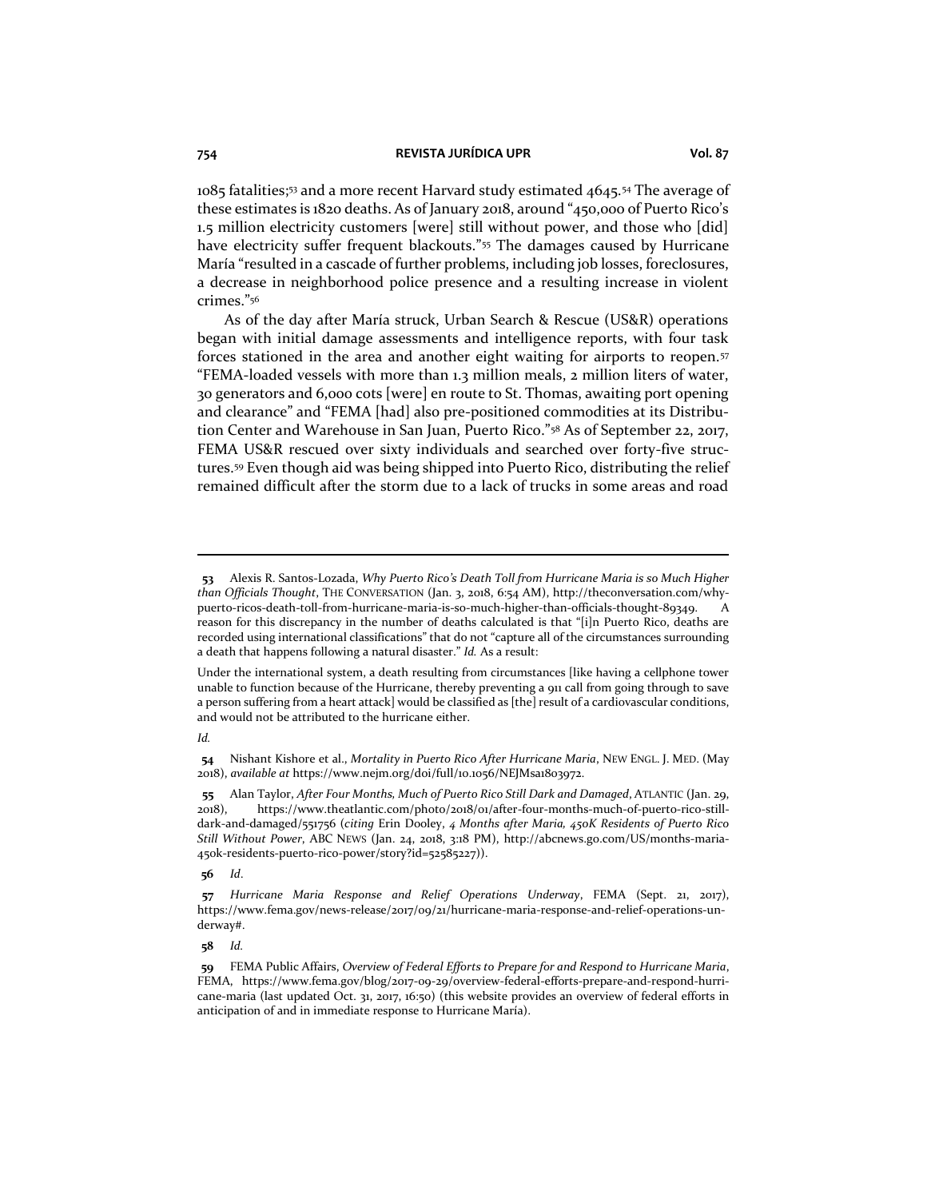1085 fatalities;[53] and a more recent Harvard study estimated 4645.[54] The average of these estimates is 1820 deaths. As of January 2018, around "450,000 of Puerto Rico's 1.5 million electricity customers [were] still without power, and those who [did] have electricity suffer frequent blackouts."[55] The damages caused by Hurricane María "resulted in a cascade of further problems, including job losses, foreclosures, a decrease in neighborhood police presence and a resulting increase in violent crimes."[56]

As of the day after María struck, Urban Search & Rescue (US&R) operations began with initial damage assessments and intelligence reports, with four task forces stationed in the area and another eight waiting for airports to reopen.[57] "FEMA-loaded vessels with more than 1.3 million meals, 2 million liters of water, 30 generators and 6,000 cots [were] en route to St. Thomas, awaiting port opening and clearance" and "FEMA [had] also pre-positioned commodities at its Distribution Center and Warehouse in San Juan, Puerto Rico."[58] As of September 22, 2017, FEMA US&R rescued over sixty individuals and searched over forty-five structures.[59] Even though aid was being shipped into Puerto Rico, distributing the relief remained difficult after the storm due to a lack of trucks in some areas and road

---

**53** Alexis R. Santos-Lozada, *Why Puerto Rico's Death Toll from Hurricane Maria is so Much Higher than Officials Thought*, THE CONVERSATION (Jan. 3, 2018, 6:54 AM), http://theconversation.com/why-puerto-ricos-death-toll-from-hurricane-maria-is-so-much-higher-than-officials-thought-89349. A reason for this discrepancy in the number of deaths calculated is that "[i]n Puerto Rico, deaths are recorded using international classifications" that do not "capture all of the circumstances surrounding a death that happens following a natural disaster." *Id.* As a result:

Under the international system, a death resulting from circumstances [like having a cellphone tower unable to function because of the Hurricane, thereby preventing a 911 call from going through to save a person suffering from a heart attack] would be classified as [the] result of a cardiovascular conditions, and would not be attributed to the hurricane either.

*Id.*

**54** Nishant Kishore et al., *Mortality in Puerto Rico After Hurricane Maria*, NEW ENGL. J. MED. (May 2018), *available at* https://www.nejm.org/doi/full/10.1056/NEJMsa1803972.

**55** Alan Taylor, *After Four Months, Much of Puerto Rico Still Dark and Damaged*, ATLANTIC (Jan. 29, 2018), https://www.theatlantic.com/photo/2018/01/after-four-months-much-of-puerto-rico-still-dark-and-damaged/551756 (*citing* Erin Dooley, *4 Months after Maria, 450K Residents of Puerto Rico Still Without Power*, ABC NEWS (Jan. 24, 2018, 3:18 PM), http://abcnews.go.com/US/months-maria-450k-residents-puerto-rico-power/story?id=52585227)).

**56** *Id*.

**57** *Hurricane Maria Response and Relief Operations Underway*, FEMA (Sept. 21, 2017), https://www.fema.gov/news-release/2017/09/21/hurricane-maria-response-and-relief-operations-underway#.

**58** *Id.*

**59** FEMA Public Affairs, *Overview of Federal Efforts to Prepare for and Respond to Hurricane Maria*, FEMA, https://www.fema.gov/blog/2017-09-29/overview-federal-efforts-prepare-and-respond-hurricane-maria (last updated Oct. 31, 2017, 16:50) (this website provides an overview of federal efforts in anticipation of and in immediate response to Hurricane María).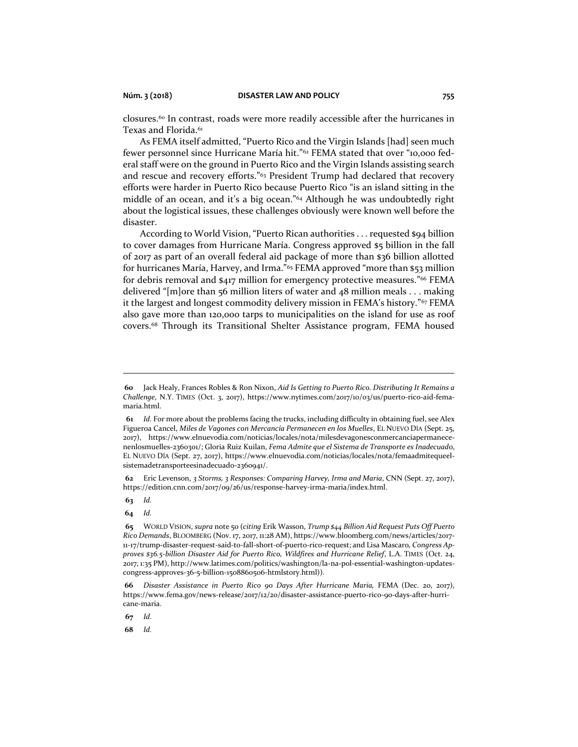closures.[60] In contrast, roads were more readily accessible after the hurricanes in Texas and Florida.[61]

As FEMA itself admitted, "Puerto Rico and the Virgin Islands [had] seen much fewer personnel since Hurricane María hit."[62] FEMA stated that over "10,000 federal staff were on the ground in Puerto Rico and the Virgin Islands assisting search and rescue and recovery efforts."[63] President Trump had declared that recovery efforts were harder in Puerto Rico because Puerto Rico "is an island sitting in the middle of an ocean, and it's a big ocean."[64] Although he was undoubtedly right about the logistical issues, these challenges obviously were known well before the disaster.

According to World Vision, "Puerto Rican authorities . . . requested $94 billion to cover damages from Hurricane María. Congress approved $5 billion in the fall of 2017 as part of an overall federal aid package of more than $36 billion allotted for hurricanes María, Harvey, and Irma."[65] FEMA approved "more than $53 million for debris removal and $417 million for emergency protective measures."[66] FEMA delivered "[m]ore than 56 million liters of water and 48 million meals . . . making it the largest and longest commodity delivery mission in FEMA's history."[67] FEMA also gave more than 120,000 tarps to municipalities on the island for use as roof covers.[68] Through its Transitional Shelter Assistance program, FEMA housed

---

**60** Jack Healy, Frances Robles & Ron Nixon, *Aid Is Getting to Puerto Rico. Distributing It Remains a Challenge*, N.Y. TIMES (Oct. 3, 2017), https://www.nytimes.com/2017/10/03/us/puerto-rico-aid-fema-maria.html.

**61** *Id.* For more about the problems facing the trucks, including difficulty in obtaining fuel, see Alex Figueroa Cancel, *Miles de Vagones con Mercancía Permanecen en los Muelles*, EL NUEVO DÍA (Sept. 25, 2017), https://www.elnuevodia.com/noticias/locales/nota/milesdevagonesconmercanciapermanecenenlosmuelles-2360301/; Gloria Ruiz Kuilan, *Fema Admite que el Sistema de Transporte es Inadecuado*, EL NUEVO DÍA (Sept. 27, 2017), https://www.elnuevodia.com/noticias/locales/nota/femaadmitequeelsistemadetransporteesinadecuado-2360941/.

**62** Eric Levenson, *3 Storms, 3 Responses: Comparing Harvey, Irma and Maria*, CNN (Sept. 27, 2017), https://edition.cnn.com/2017/09/26/us/response-harvey-irma-maria/index.html.

**63** *Id.*

**64** *Id.*

**65** WORLD VISION, *supra* note 50 (*citing* Erik Wasson, *Trump $44 Billion Aid Request Puts Off Puerto Rico Demands*, BLOOMBERG (Nov. 17, 2017, 11:28 AM), https://www.bloomberg.com/news/articles/2017-11-17/trump-disaster-request-said-to-fall-short-of-puerto-rico-request; and Lisa Mascaro, *Congress Approves $36.5-billion Disaster Aid for Puerto Rico, Wildfires and Hurricane Relief*, L.A. TIMES (Oct. 24, 2017, 1:35 PM), http://www.latimes.com/politics/washington/la-na-pol-essential-washington-updates-congress-approves-36-5-billion-1508860506-htmlstory.html)).

**66** *Disaster Assistance in Puerto Rico 90 Days After Hurricane Maria,* FEMA (Dec. 20, 2017), https://www.fema.gov/news-release/2017/12/20/disaster-assistance-puerto-rico-90-days-after-hurricane-maria.

**67** *Id.*

**68** *Id.*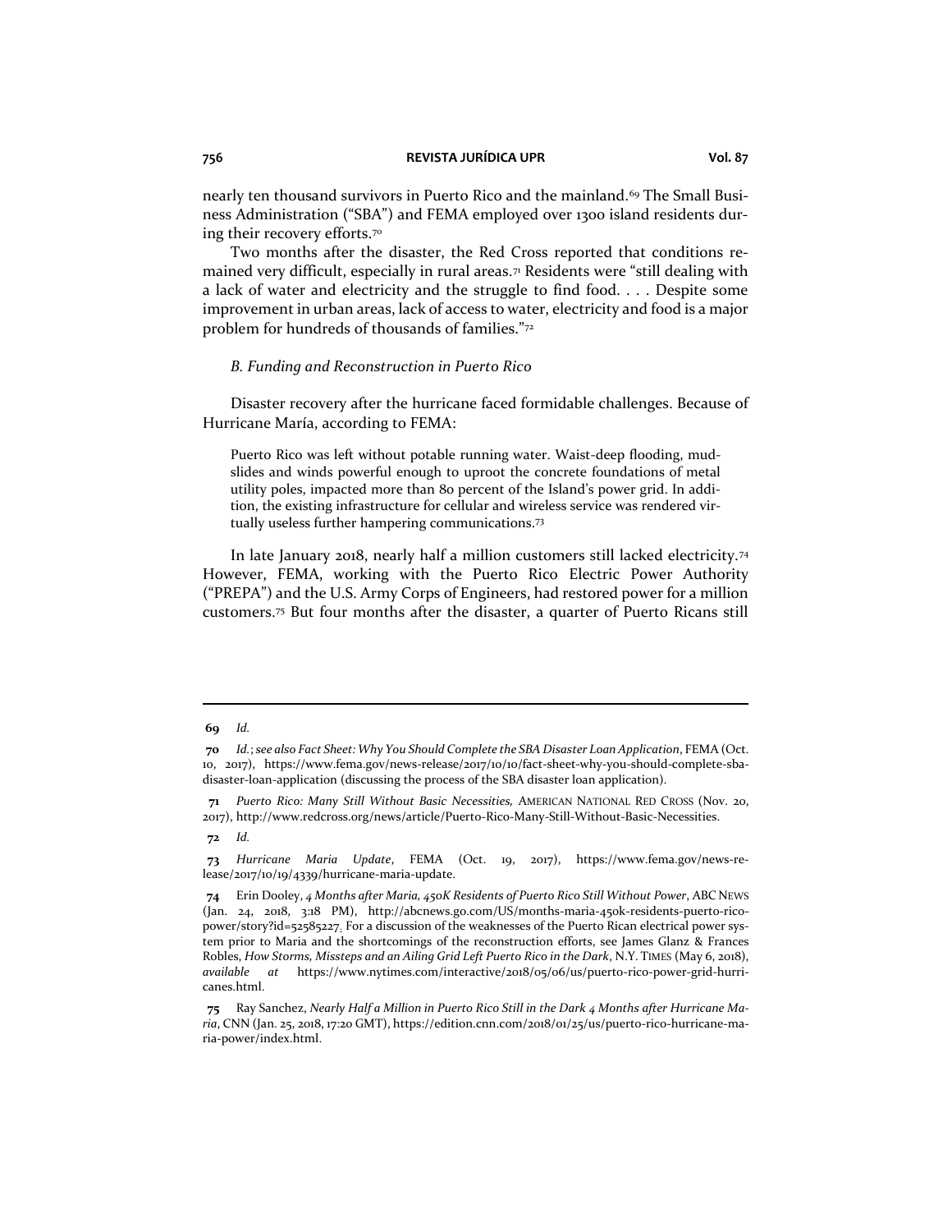nearly ten thousand survivors in Puerto Rico and the mainland.[69] The Small Business Administration ("SBA") and FEMA employed over 1300 island residents during their recovery efforts.[70]

Two months after the disaster, the Red Cross reported that conditions remained very difficult, especially in rural areas.[71] Residents were "still dealing with a lack of water and electricity and the struggle to find food. . . . Despite some improvement in urban areas, lack of access to water, electricity and food is a major problem for hundreds of thousands of families."[72]

### *B. Funding and Reconstruction in Puerto Rico*

Disaster recovery after the hurricane faced formidable challenges. Because of Hurricane María, according to FEMA:

> Puerto Rico was left without potable running water. Waist-deep flooding, mudslides and winds powerful enough to uproot the concrete foundations of metal utility poles, impacted more than 80 percent of the Island's power grid. In addition, the existing infrastructure for cellular and wireless service was rendered virtually useless further hampering communications.[73]

In late January 2018, nearly half a million customers still lacked electricity.[74] However, FEMA, working with the Puerto Rico Electric Power Authority ("PREPA") and the U.S. Army Corps of Engineers, had restored power for a million customers.[75] But four months after the disaster, a quarter of Puerto Ricans still

---

**69** *Id.*

**70** *Id.*; *see also Fact Sheet: Why You Should Complete the SBA Disaster Loan Application*, FEMA (Oct. 10, 2017), https://www.fema.gov/news-release/2017/10/10/fact-sheet-why-you-should-complete-sba-disaster-loan-application (discussing the process of the SBA disaster loan application).

**71** *Puerto Rico: Many Still Without Basic Necessities,* AMERICAN NATIONAL RED CROSS (Nov. 20, 2017), http://www.redcross.org/news/article/Puerto-Rico-Many-Still-Without-Basic-Necessities.

**72** *Id.*

**73** *Hurricane Maria Update*, FEMA (Oct. 19, 2017), https://www.fema.gov/news-release/2017/10/19/4339/hurricane-maria-update.

**74** Erin Dooley, *4 Months after Maria, 450K Residents of Puerto Rico Still Without Power*, ABC NEWS (Jan. 24, 2018, 3:18 PM), http://abcnews.go.com/US/months-maria-450k-residents-puerto-rico-power/story?id=52585227. For a discussion of the weaknesses of the Puerto Rican electrical power system prior to Maria and the shortcomings of the reconstruction efforts, see James Glanz & Frances Robles, *How Storms, Missteps and an Ailing Grid Left Puerto Rico in the Dark*, N.Y. TIMES (May 6, 2018), *available at* https://www.nytimes.com/interactive/2018/05/06/us/puerto-rico-power-grid-hurricanes.html.

**75** Ray Sanchez, *Nearly Half a Million in Puerto Rico Still in the Dark 4 Months after Hurricane Maria*, CNN (Jan. 25, 2018, 17:20 GMT), https://edition.cnn.com/2018/01/25/us/puerto-rico-hurricane-maria-power/index.html.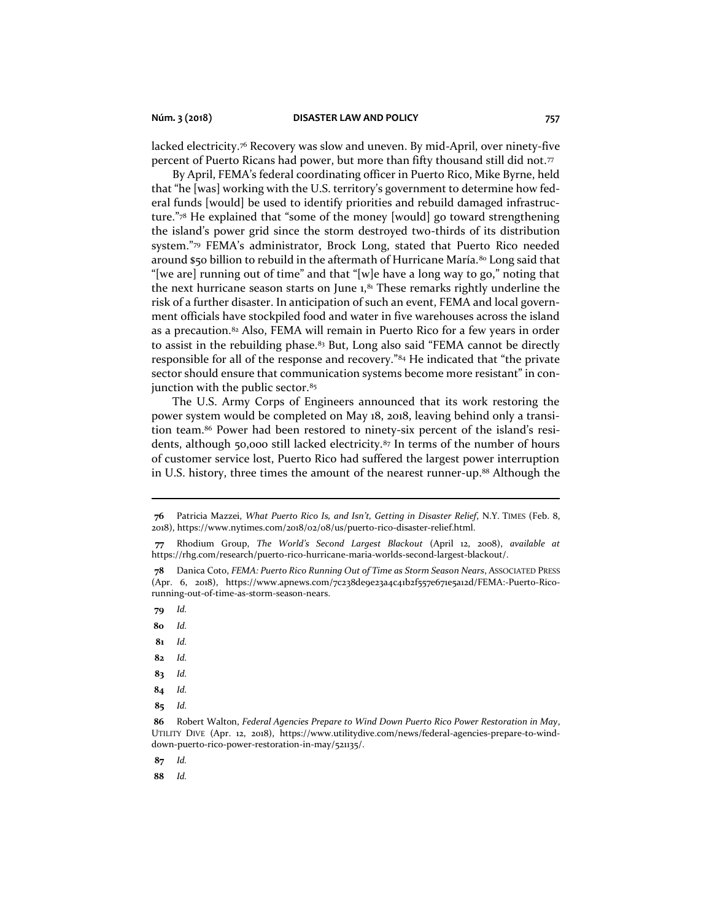lacked electricity.[76] Recovery was slow and uneven. By mid-April, over ninety-five percent of Puerto Ricans had power, but more than fifty thousand still did not.[77]

By April, FEMA's federal coordinating officer in Puerto Rico, Mike Byrne, held that "he [was] working with the U.S. territory's government to determine how federal funds [would] be used to identify priorities and rebuild damaged infrastructure."[78] He explained that "some of the money [would] go toward strengthening the island's power grid since the storm destroyed two-thirds of its distribution system."[79] FEMA's administrator, Brock Long, stated that Puerto Rico needed around $50 billion to rebuild in the aftermath of Hurricane María.[80] Long said that "[we are] running out of time" and that "[w]e have a long way to go," noting that the next hurricane season starts on June 1,[81] These remarks rightly underline the risk of a further disaster. In anticipation of such an event, FEMA and local government officials have stockpiled food and water in five warehouses across the island as a precaution.[82] Also, FEMA will remain in Puerto Rico for a few years in order to assist in the rebuilding phase.[83] But, Long also said "FEMA cannot be directly responsible for all of the response and recovery."[84] He indicated that "the private sector should ensure that communication systems become more resistant" in conjunction with the public sector.[85]

The U.S. Army Corps of Engineers announced that its work restoring the power system would be completed on May 18, 2018, leaving behind only a transition team.[86] Power had been restored to ninety-six percent of the island's residents, although 50,000 still lacked electricity.[87] In terms of the number of hours of customer service lost, Puerto Rico had suffered the largest power interruption in U.S. history, three times the amount of the nearest runner-up.[88] Although the

---

**76** Patricia Mazzei, *What Puerto Rico Is, and Isn't, Getting in Disaster Relief*, N.Y. TIMES (Feb. 8, 2018), https://www.nytimes.com/2018/02/08/us/puerto-rico-disaster-relief.html.

**77** Rhodium Group, *The World's Second Largest Blackout* (April 12, 2008), *available at* https://rhg.com/research/puerto-rico-hurricane-maria-worlds-second-largest-blackout/.

**78** Danica Coto, *FEMA: Puerto Rico Running Out of Time as Storm Season Nears*, ASSOCIATED PRESS (Apr. 6, 2018), https://www.apnews.com/7c238de9e23a4c41b2f557e671e5a12d/FEMA:-Puerto-Rico-running-out-of-time-as-storm-season-nears.

**79** *Id.*

**80** *Id.*

**81** *Id.*

**82** *Id.*

**83** *Id.*

**84** *Id.*

**85** *Id.*

**86** Robert Walton, *Federal Agencies Prepare to Wind Down Puerto Rico Power Restoration in May*, UTILITY DIVE (Apr. 12, 2018), https://www.utilitydive.com/news/federal-agencies-prepare-to-wind-down-puerto-rico-power-restoration-in-may/521135/.

**87** *Id.*

**88** *Id.*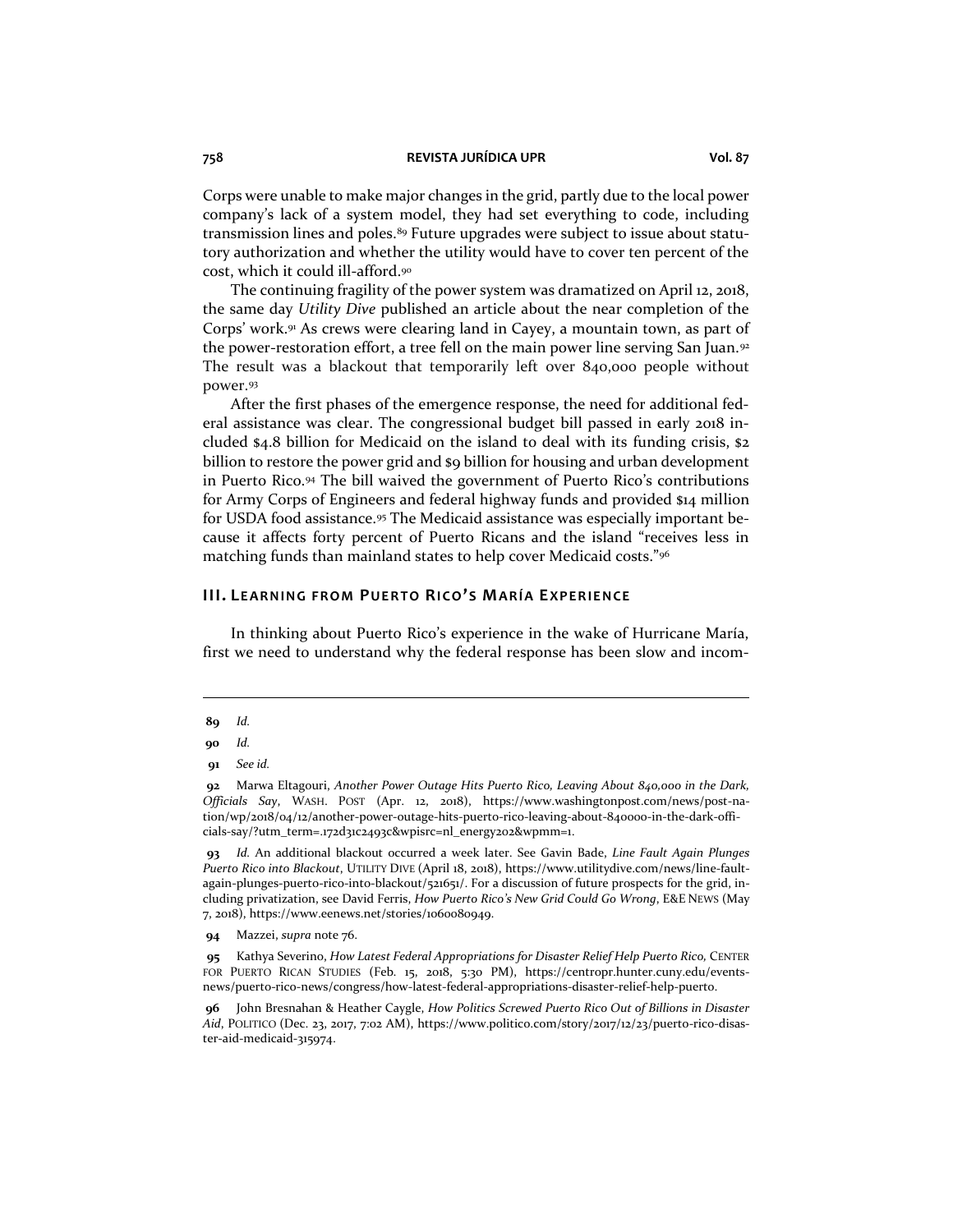Corps were unable to make major changes in the grid, partly due to the local power company's lack of a system model, they had set everything to code, including transmission lines and poles.[89] Future upgrades were subject to issue about statutory authorization and whether the utility would have to cover ten percent of the cost, which it could ill-afford.[90]

The continuing fragility of the power system was dramatized on April 12, 2018, the same day *Utility Dive* published an article about the near completion of the Corps' work.[91] As crews were clearing land in Cayey, a mountain town, as part of the power-restoration effort, a tree fell on the main power line serving San Juan.[92] The result was a blackout that temporarily left over 840,000 people without power.[93]

After the first phases of the emergence response, the need for additional federal assistance was clear. The congressional budget bill passed in early 2018 included $4.8 billion for Medicaid on the island to deal with its funding crisis, $2 billion to restore the power grid and $9 billion for housing and urban development in Puerto Rico.[94] The bill waived the government of Puerto Rico's contributions for Army Corps of Engineers and federal highway funds and provided $14 million for USDA food assistance.[95] The Medicaid assistance was especially important because it affects forty percent of Puerto Ricans and the island "receives less in matching funds than mainland states to help cover Medicaid costs."[96]

## III. Learning from Puerto Rico's María Experience

In thinking about Puerto Rico's experience in the wake of Hurricane María, first we need to understand why the federal response has been slow and incom-

---

**89** *Id.*

**90** *Id.*

**91** *See id.*

**92** Marwa Eltagouri, *Another Power Outage Hits Puerto Rico, Leaving About 840,000 in the Dark, Officials Say*, WASH. POST (Apr. 12, 2018), https://www.washingtonpost.com/news/post-nation/wp/2018/04/12/another-power-outage-hits-puerto-rico-leaving-about-840000-in-the-dark-officials-say/?utm_term=.172d31c2493c&wpisrc=nl_energy202&wpmm=1.

**93** *Id.* An additional blackout occurred a week later. See Gavin Bade, *Line Fault Again Plunges Puerto Rico into Blackout*, UTILITY DIVE (April 18, 2018), https://www.utilitydive.com/news/line-fault-again-plunges-puerto-rico-into-blackout/521651/. For a discussion of future prospects for the grid, including privatization, see David Ferris, *How Puerto Rico's New Grid Could Go Wrong*, E&E NEWS (May 7, 2018), https://www.eenews.net/stories/1060080949.

**94** Mazzei, *supra* note 76.

**95** Kathya Severino, *How Latest Federal Appropriations for Disaster Relief Help Puerto Rico,* CENTER FOR PUERTO RICAN STUDIES (Feb. 15, 2018, 5:30 PM), https://centropr.hunter.cuny.edu/events-news/puerto-rico-news/congress/how-latest-federal-appropriations-disaster-relief-help-puerto.

**96** John Bresnahan & Heather Caygle, *How Politics Screwed Puerto Rico Out of Billions in Disaster Aid*, POLITICO (Dec. 23, 2017, 7:02 AM), https://www.politico.com/story/2017/12/23/puerto-rico-disaster-aid-medicaid-315974.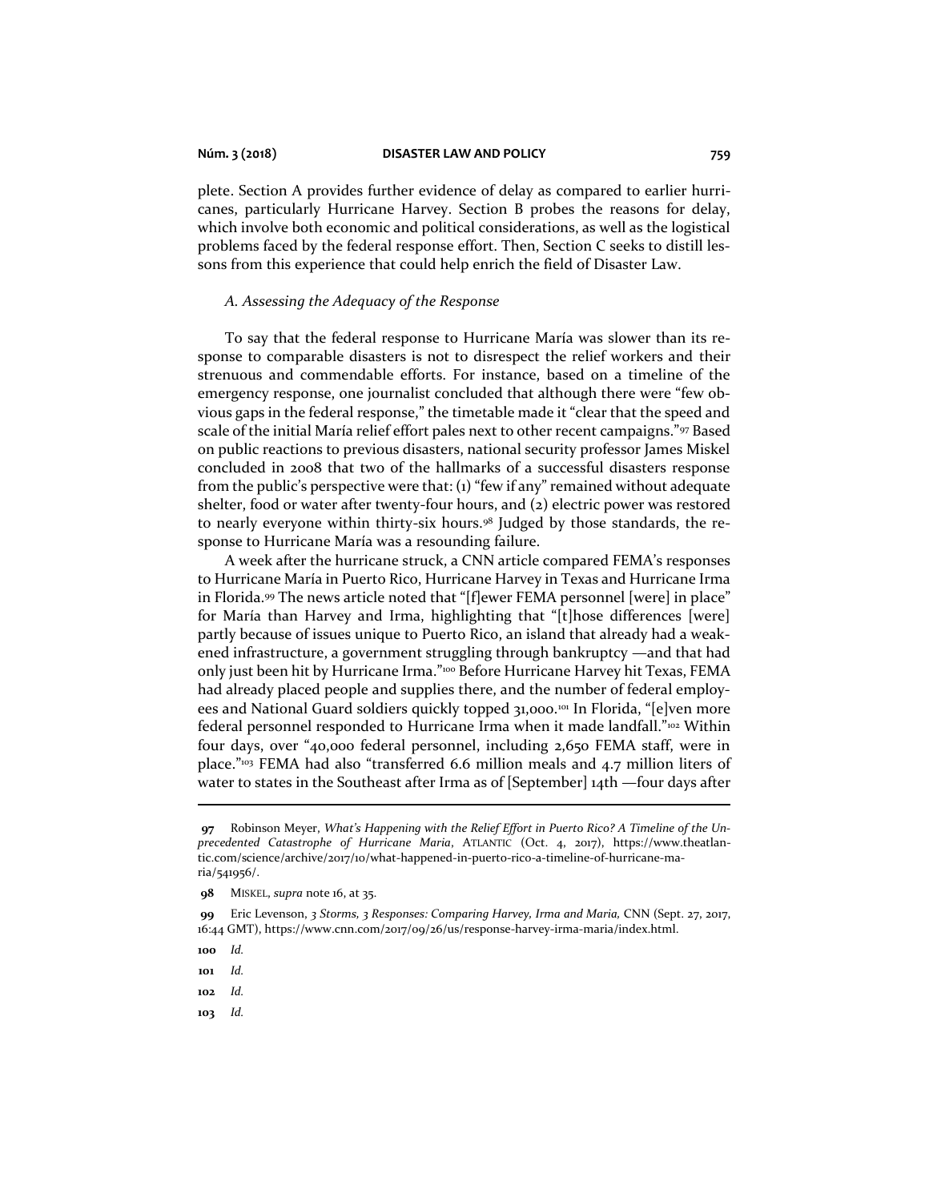plete. Section A provides further evidence of delay as compared to earlier hurricanes, particularly Hurricane Harvey. Section B probes the reasons for delay, which involve both economic and political considerations, as well as the logistical problems faced by the federal response effort. Then, Section C seeks to distill lessons from this experience that could help enrich the field of Disaster Law.

### *A. Assessing the Adequacy of the Response*

To say that the federal response to Hurricane María was slower than its response to comparable disasters is not to disrespect the relief workers and their strenuous and commendable efforts. For instance, based on a timeline of the emergency response, one journalist concluded that although there were "few obvious gaps in the federal response," the timetable made it "clear that the speed and scale of the initial María relief effort pales next to other recent campaigns."[97] Based on public reactions to previous disasters, national security professor James Miskel concluded in 2008 that two of the hallmarks of a successful disasters response from the public's perspective were that: (1) "few if any" remained without adequate shelter, food or water after twenty-four hours, and (2) electric power was restored to nearly everyone within thirty-six hours.[98] Judged by those standards, the response to Hurricane María was a resounding failure.

A week after the hurricane struck, a CNN article compared FEMA's responses to Hurricane María in Puerto Rico, Hurricane Harvey in Texas and Hurricane Irma in Florida.[99] The news article noted that "[f]ewer FEMA personnel [were] in place" for María than Harvey and Irma, highlighting that "[t]hose differences [were] partly because of issues unique to Puerto Rico, an island that already had a weakened infrastructure, a government struggling through bankruptcy —and that had only just been hit by Hurricane Irma."[100] Before Hurricane Harvey hit Texas, FEMA had already placed people and supplies there, and the number of federal employees and National Guard soldiers quickly topped 31,000.[101] In Florida, "[e]ven more federal personnel responded to Hurricane Irma when it made landfall."[102] Within four days, over "40,000 federal personnel, including 2,650 FEMA staff, were in place."[103] FEMA had also "transferred 6.6 million meals and 4.7 million liters of water to states in the Southeast after Irma as of [September] 14th —four days after

---

**97** Robinson Meyer, *What's Happening with the Relief Effort in Puerto Rico? A Timeline of the Unprecedented Catastrophe of Hurricane Maria*, ATLANTIC (Oct. 4, 2017), https://www.theatlantic.com/science/archive/2017/10/what-happened-in-puerto-rico-a-timeline-of-hurricane-maria/541956/.

**98** MISKEL, *supra* note 16, at 35.

**99** Eric Levenson, *3 Storms, 3 Responses: Comparing Harvey, Irma and Maria,* CNN (Sept. 27, 2017, 16:44 GMT), https://www.cnn.com/2017/09/26/us/response-harvey-irma-maria/index.html.

**100** *Id.*

**101** *Id.*

**102** *Id.*

**103** *Id.*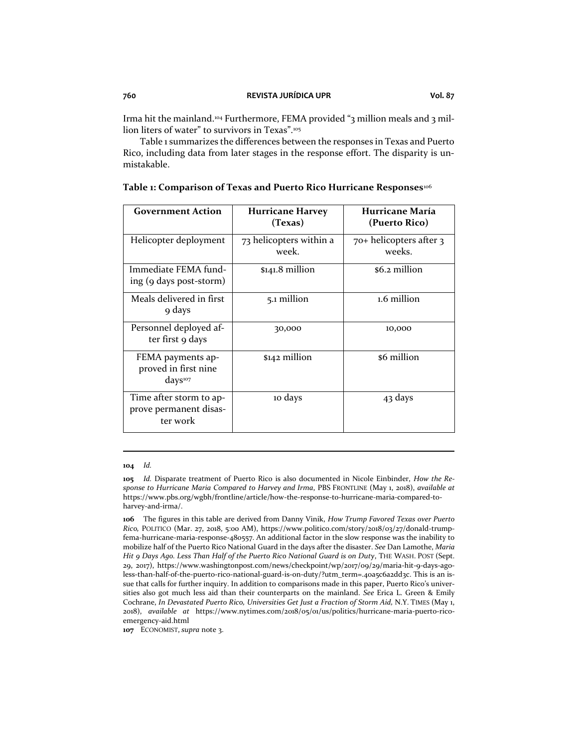Irma hit the mainland.[104] Furthermore, FEMA provided "3 million meals and 3 million liters of water" to survivors in Texas".[105]

Table 1 summarizes the differences between the responses in Texas and Puerto Rico, including data from later stages in the response effort. The disparity is unmistakable.

**Table 1: Comparison of Texas and Puerto Rico Hurricane Responses**[106]

| Government Action | Hurricane Harvey (Texas) | Hurricane María (Puerto Rico) |
| --- | --- | --- |
| Helicopter deployment | 73 helicopters within a week. | 70+ helicopters after 3 weeks. |
| Immediate FEMA funding (9 days post-storm) | $141.8 million | $6.2 million |
| Meals delivered in first 9 days | 5.1 million | 1.6 million |
| Personnel deployed after first 9 days | 30,000 | 10,000 |
| FEMA payments approved in first nine days[107] | $142 million | $6 million |
| Time after storm to approve permanent disaster work | 10 days | 43 days |

---

**104** *Id.*

**105** *Id.* Disparate treatment of Puerto Rico is also documented in Nicole Einbinder, *How the Response to Hurricane Maria Compared to Harvey and Irma*, PBS FRONTLINE (May 1, 2018), *available at* https://www.pbs.org/wgbh/frontline/article/how-the-response-to-hurricane-maria-compared-to-harvey-and-irma/.

**106** The figures in this table are derived from Danny Vinik, *How Trump Favored Texas over Puerto Rico*, POLITICO (Mar. 27, 2018, 5:00 AM), https://www.politico.com/story/2018/03/27/donald-trump-fema-hurricane-maria-response-480557. An additional factor in the slow response was the inability to mobilize half of the Puerto Rico National Guard in the days after the disaster. *See* Dan Lamothe, *Maria Hit 9 Days Ago. Less Than Half of the Puerto Rico National Guard is on Duty*, THE WASH. POST (Sept. 29, 2017), https://www.washingtonpost.com/news/checkpoint/wp/2017/09/29/maria-hit-9-days-ago-less-than-half-of-the-puerto-rico-national-guard-is-on-duty/?utm_term=.40a5c6a2dd3c. This is an issue that calls for further inquiry. In addition to comparisons made in this paper, Puerto Rico's universities also got much less aid than their counterparts on the mainland. *See* Erica L. Green & Emily Cochrane, *In Devastated Puerto Rico, Universities Get Just a Fraction of Storm Aid*, N.Y. TIMES (May 1, 2018), *available at* https://www.nytimes.com/2018/05/01/us/politics/hurricane-maria-puerto-rico-emergency-aid.html

**107** ECONOMIST, *supra* note 3.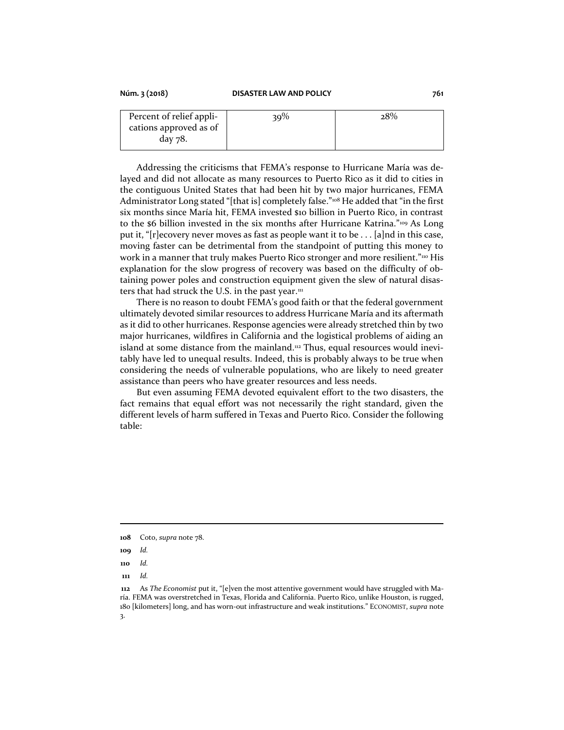| Percent of relief applications approved as of day 78. | 39% | 28% |
|---|---|---|

Addressing the criticisms that FEMA's response to Hurricane María was delayed and did not allocate as many resources to Puerto Rico as it did to cities in the contiguous United States that had been hit by two major hurricanes, FEMA Administrator Long stated "[that is] completely false."[108] He added that "in the first six months since María hit, FEMA invested $10 billion in Puerto Rico, in contrast to the $6 billion invested in the six months after Hurricane Katrina."[109] As Long put it, "[r]ecovery never moves as fast as people want it to be . . . [a]nd in this case, moving faster can be detrimental from the standpoint of putting this money to work in a manner that truly makes Puerto Rico stronger and more resilient."[110] His explanation for the slow progress of recovery was based on the difficulty of obtaining power poles and construction equipment given the slew of natural disasters that had struck the U.S. in the past year.[111]

There is no reason to doubt FEMA's good faith or that the federal government ultimately devoted similar resources to address Hurricane María and its aftermath as it did to other hurricanes. Response agencies were already stretched thin by two major hurricanes, wildfires in California and the logistical problems of aiding an island at some distance from the mainland.[112] Thus, equal resources would inevitably have led to unequal results. Indeed, this is probably always to be true when considering the needs of vulnerable populations, who are likely to need greater assistance than peers who have greater resources and less needs.

But even assuming FEMA devoted equivalent effort to the two disasters, the fact remains that equal effort was not necessarily the right standard, given the different levels of harm suffered in Texas and Puerto Rico. Consider the following table:

---

**108** Coto, *supra* note 78.

**109** *Id.*

**110** *Id.*

**111** *Id.*

**112** As *The Economist* put it, "[e]ven the most attentive government would have struggled with María. FEMA was overstretched in Texas, Florida and California. Puerto Rico, unlike Houston, is rugged, 180 [kilometers] long, and has worn-out infrastructure and weak institutions." ECONOMIST, *supra* note 3.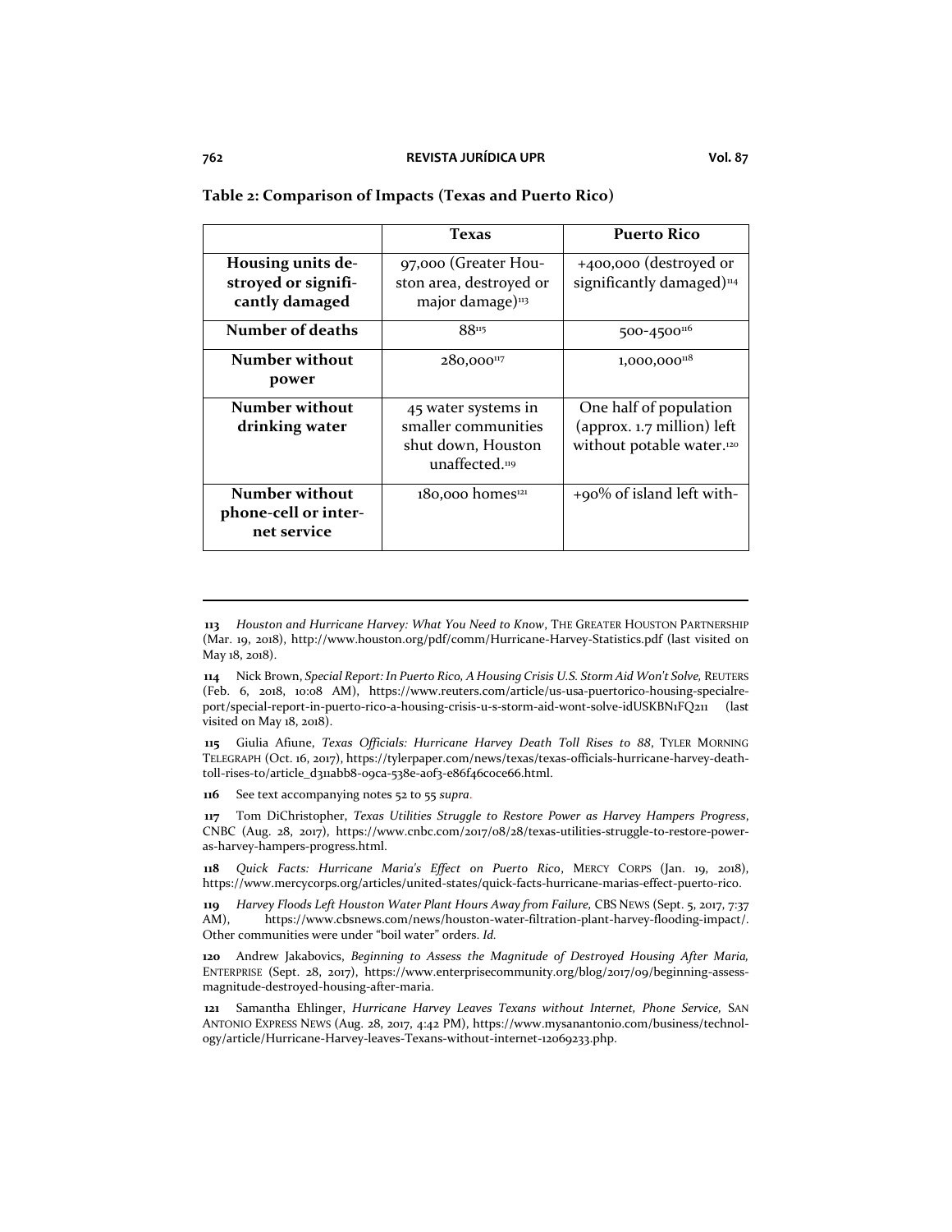**Table 2: Comparison of Impacts (Texas and Puerto Rico)**

| | Texas | Puerto Rico |
|---|---|---|
| **Housing units destroyed or significantly damaged** | 97,000 (Greater Houston area, destroyed or major damage)[113] | +400,000 (destroyed or significantly damaged)[114] |
| **Number of deaths** | 88[115] | 500-4500[116] |
| **Number without power** | 280,000[117] | 1,000,000[118] |
| **Number without drinking water** | 45 water systems in smaller communities shut down, Houston unaffected.[119] | One half of population (approx. 1.7 million) left without potable water.[120] |
| **Number without phone-cell or internet service** | 180,000 homes[121] | +90% of island left with- |

---

**113** *Houston and Hurricane Harvey: What You Need to Know*, THE GREATER HOUSTON PARTNERSHIP (Mar. 19, 2018), http://www.houston.org/pdf/comm/Hurricane-Harvey-Statistics.pdf (last visited on May 18, 2018).

**114** Nick Brown, *Special Report: In Puerto Rico, A Housing Crisis U.S. Storm Aid Won't Solve,* REUTERS (Feb. 6, 2018, 10:08 AM), https://www.reuters.com/article/us-usa-puertorico-housing-specialreport/special-report-in-puerto-rico-a-housing-crisis-u-s-storm-aid-wont-solve-idUSKBN1FQ211 (last visited on May 18, 2018).

**115** Giulia Afiune, *Texas Officials: Hurricane Harvey Death Toll Rises to 88*, TYLER MORNING TELEGRAPH (Oct. 16, 2017), https://tylerpaper.com/news/texas/texas-officials-hurricane-harvey-death-toll-rises-to/article_d311abb8-09ca-538e-a0f3-e86f46coce66.html.

**116** See text accompanying notes 52 to 55 *supra*.

**117** Tom DiChristopher, *Texas Utilities Struggle to Restore Power as Harvey Hampers Progress*, CNBC (Aug. 28, 2017), https://www.cnbc.com/2017/08/28/texas-utilities-struggle-to-restore-power-as-harvey-hampers-progress.html.

**118** *Quick Facts: Hurricane Maria's Effect on Puerto Rico*, MERCY CORPS (Jan. 19, 2018), https://www.mercycorps.org/articles/united-states/quick-facts-hurricane-marias-effect-puerto-rico.

**119** *Harvey Floods Left Houston Water Plant Hours Away from Failure,* CBS NEWS (Sept. 5, 2017, 7:37 AM), https://www.cbsnews.com/news/houston-water-filtration-plant-harvey-flooding-impact/. Other communities were under "boil water" orders. *Id.*

**120** Andrew Jakabovics, *Beginning to Assess the Magnitude of Destroyed Housing After Maria,* ENTERPRISE (Sept. 28, 2017), https://www.enterprisecommunity.org/blog/2017/09/beginning-assess-magnitude-destroyed-housing-after-maria.

**121** Samantha Ehlinger, *Hurricane Harvey Leaves Texans without Internet, Phone Service,* SAN ANTONIO EXPRESS NEWS (Aug. 28, 2017, 4:42 PM), https://www.mysanantonio.com/business/technology/article/Hurricane-Harvey-leaves-Texans-without-internet-12069233.php.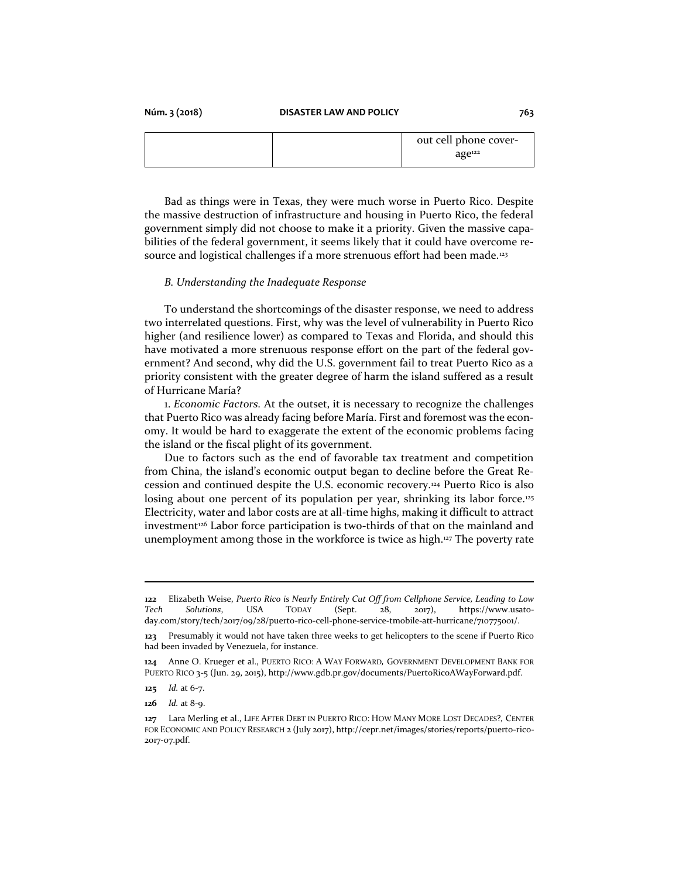| | | out cell phone coverage[122] |
|---|---|---|

Bad as things were in Texas, they were much worse in Puerto Rico. Despite the massive destruction of infrastructure and housing in Puerto Rico, the federal government simply did not choose to make it a priority. Given the massive capabilities of the federal government, it seems likely that it could have overcome resource and logistical challenges if a more strenuous effort had been made.[123]

### *B. Understanding the Inadequate Response*

To understand the shortcomings of the disaster response, we need to address two interrelated questions. First, why was the level of vulnerability in Puerto Rico higher (and resilience lower) as compared to Texas and Florida, and should this have motivated a more strenuous response effort on the part of the federal government? And second, why did the U.S. government fail to treat Puerto Rico as a priority consistent with the greater degree of harm the island suffered as a result of Hurricane María?

1. *Economic Factors*. At the outset, it is necessary to recognize the challenges that Puerto Rico was already facing before María. First and foremost was the economy. It would be hard to exaggerate the extent of the economic problems facing the island or the fiscal plight of its government.

Due to factors such as the end of favorable tax treatment and competition from China, the island's economic output began to decline before the Great Recession and continued despite the U.S. economic recovery.[124] Puerto Rico is also losing about one percent of its population per year, shrinking its labor force.[125] Electricity, water and labor costs are at all-time highs, making it difficult to attract investment[126] Labor force participation is two-thirds of that on the mainland and unemployment among those in the workforce is twice as high.[127] The poverty rate

---

**122** Elizabeth Weise, *Puerto Rico is Nearly Entirely Cut Off from Cellphone Service, Leading to Low Tech Solutions*, USA TODAY (Sept. 28, 2017), https://www.usatoday.com/story/tech/2017/09/28/puerto-rico-cell-phone-service-tmobile-att-hurricane/710775001/.

**123** Presumably it would not have taken three weeks to get helicopters to the scene if Puerto Rico had been invaded by Venezuela, for instance.

**124** Anne O. Krueger et al., PUERTO RICO: A WAY FORWARD, GOVERNMENT DEVELOPMENT BANK FOR PUERTO RICO 3-5 (Jun. 29, 2015), http://www.gdb.pr.gov/documents/PuertoRicoAWayForward.pdf.

**125** *Id.* at 6-7.

**126** *Id.* at 8-9.

**127** Lara Merling et al., LIFE AFTER DEBT IN PUERTO RICO: HOW MANY MORE LOST DECADES?, CENTER FOR ECONOMIC AND POLICY RESEARCH 2 (July 2017), http://cepr.net/images/stories/reports/puerto-rico-2017-07.pdf.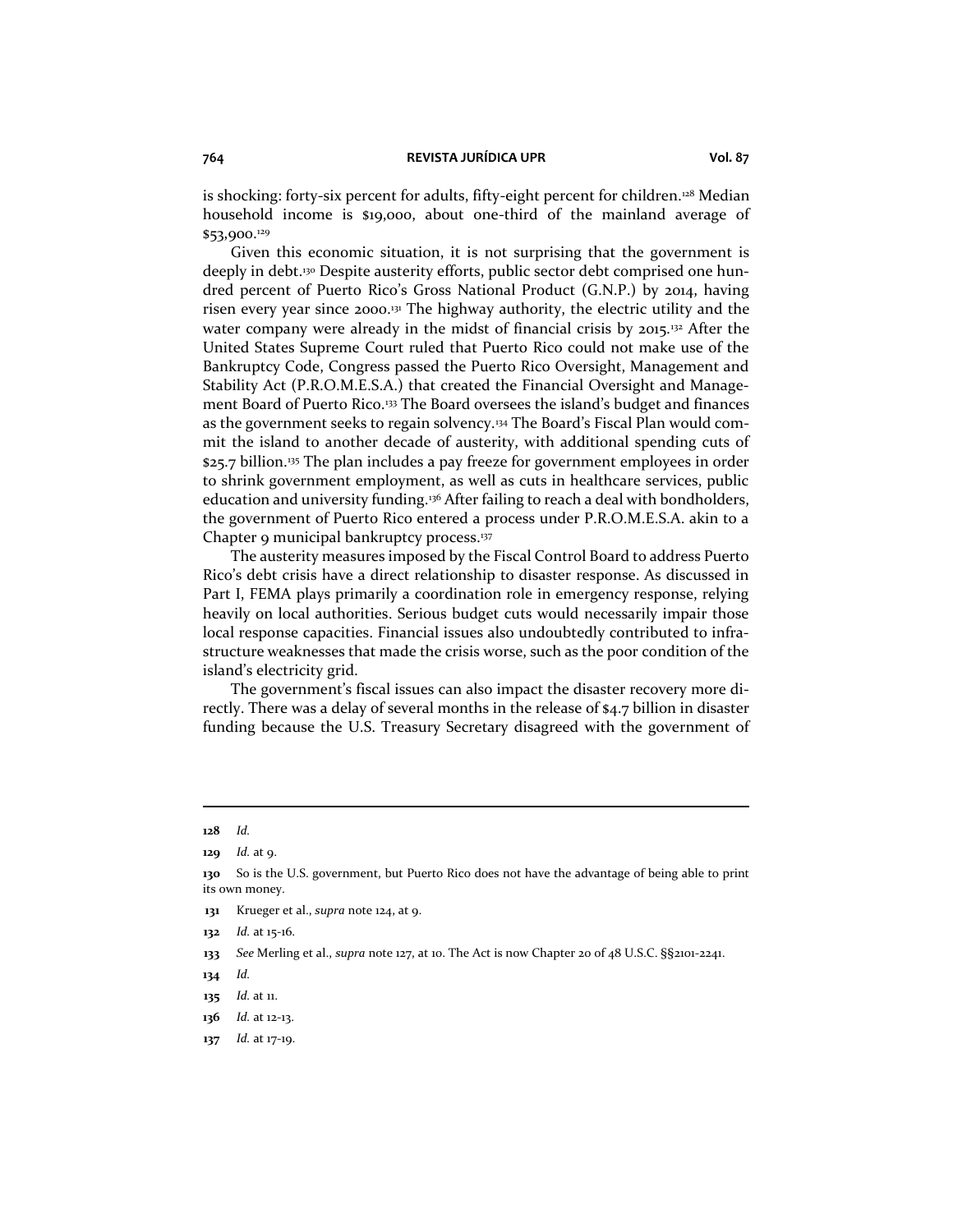is shocking: forty-six percent for adults, fifty-eight percent for children.[128] Median household income is $19,000, about one-third of the mainland average of $53,900.[129]

Given this economic situation, it is not surprising that the government is deeply in debt.[130] Despite austerity efforts, public sector debt comprised one hundred percent of Puerto Rico's Gross National Product (G.N.P.) by 2014, having risen every year since 2000.[131] The highway authority, the electric utility and the water company were already in the midst of financial crisis by 2015.[132] After the United States Supreme Court ruled that Puerto Rico could not make use of the Bankruptcy Code, Congress passed the Puerto Rico Oversight, Management and Stability Act (P.R.O.M.E.S.A.) that created the Financial Oversight and Management Board of Puerto Rico.[133] The Board oversees the island's budget and finances as the government seeks to regain solvency.[134] The Board's Fiscal Plan would commit the island to another decade of austerity, with additional spending cuts of $25.7 billion.[135] The plan includes a pay freeze for government employees in order to shrink government employment, as well as cuts in healthcare services, public education and university funding.[136] After failing to reach a deal with bondholders, the government of Puerto Rico entered a process under P.R.O.M.E.S.A. akin to a Chapter 9 municipal bankruptcy process.[137]

The austerity measures imposed by the Fiscal Control Board to address Puerto Rico's debt crisis have a direct relationship to disaster response. As discussed in Part I, FEMA plays primarily a coordination role in emergency response, relying heavily on local authorities. Serious budget cuts would necessarily impair those local response capacities. Financial issues also undoubtedly contributed to infrastructure weaknesses that made the crisis worse, such as the poor condition of the island's electricity grid.

The government's fiscal issues can also impact the disaster recovery more directly. There was a delay of several months in the release of $4.7 billion in disaster funding because the U.S. Treasury Secretary disagreed with the government of

---

128 *Id.*

129 *Id.* at 9.

130 So is the U.S. government, but Puerto Rico does not have the advantage of being able to print its own money.

131 Krueger et al., *supra* note 124, at 9.

132 *Id.* at 15-16.

133 *See* Merling et al., *supra* note 127, at 10. The Act is now Chapter 20 of 48 U.S.C. §§2101-2241.

134 *Id.*

135 *Id.* at 11.

136 *Id.* at 12-13.

137 *Id.* at 17-19.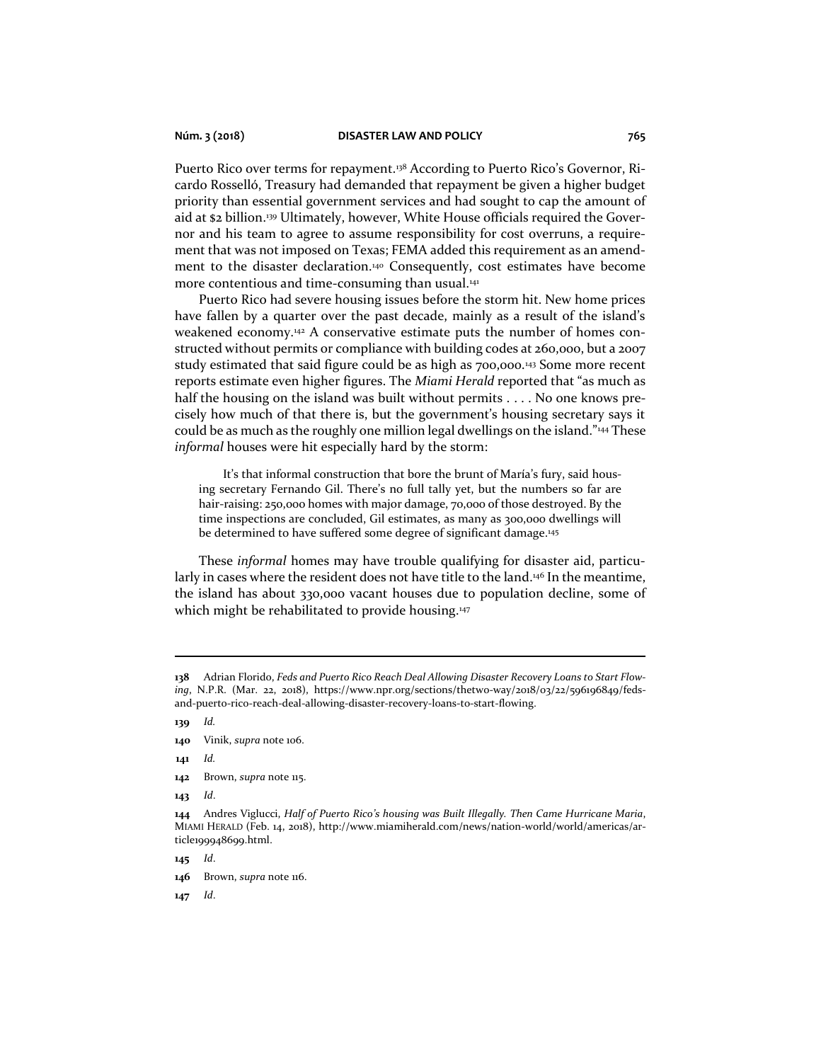Puerto Rico over terms for repayment.[138] According to Puerto Rico's Governor, Ricardo Rosselló, Treasury had demanded that repayment be given a higher budget priority than essential government services and had sought to cap the amount of aid at $2 billion.[139] Ultimately, however, White House officials required the Governor and his team to agree to assume responsibility for cost overruns, a requirement that was not imposed on Texas; FEMA added this requirement as an amendment to the disaster declaration.[140] Consequently, cost estimates have become more contentious and time-consuming than usual.[141]

Puerto Rico had severe housing issues before the storm hit. New home prices have fallen by a quarter over the past decade, mainly as a result of the island's weakened economy.[142] A conservative estimate puts the number of homes constructed without permits or compliance with building codes at 260,000, but a 2007 study estimated that said figure could be as high as 700,000.[143] Some more recent reports estimate even higher figures. The *Miami Herald* reported that "as much as half the housing on the island was built without permits . . . . No one knows precisely how much of that there is, but the government's housing secretary says it could be as much as the roughly one million legal dwellings on the island."[144] These *informal* houses were hit especially hard by the storm:

> It's that informal construction that bore the brunt of María's fury, said housing secretary Fernando Gil. There's no full tally yet, but the numbers so far are hair-raising: 250,000 homes with major damage, 70,000 of those destroyed. By the time inspections are concluded, Gil estimates, as many as 300,000 dwellings will be determined to have suffered some degree of significant damage.[145]

These *informal* homes may have trouble qualifying for disaster aid, particularly in cases where the resident does not have title to the land.[146] In the meantime, the island has about 330,000 vacant houses due to population decline, some of which might be rehabilitated to provide housing.[147]

---

**138** Adrian Florido, *Feds and Puerto Rico Reach Deal Allowing Disaster Recovery Loans to Start Flowing*, N.P.R. (Mar. 22, 2018), https://www.npr.org/sections/thetwo-way/2018/03/22/596196849/feds-and-puerto-rico-reach-deal-allowing-disaster-recovery-loans-to-start-flowing.

**139** *Id.*

**140** Vinik, *supra* note 106.

**141** *Id.*

**142** Brown, *supra* note 115.

**143** *Id*.

**144** Andres Viglucci, *Half of Puerto Rico's housing was Built Illegally. Then Came Hurricane Maria*, MIAMI HERALD (Feb. 14, 2018), http://www.miamiherald.com/news/nation-world/world/americas/article199948699.html.

**145** *Id*.

**146** Brown, *supra* note 116.

**147** *Id*.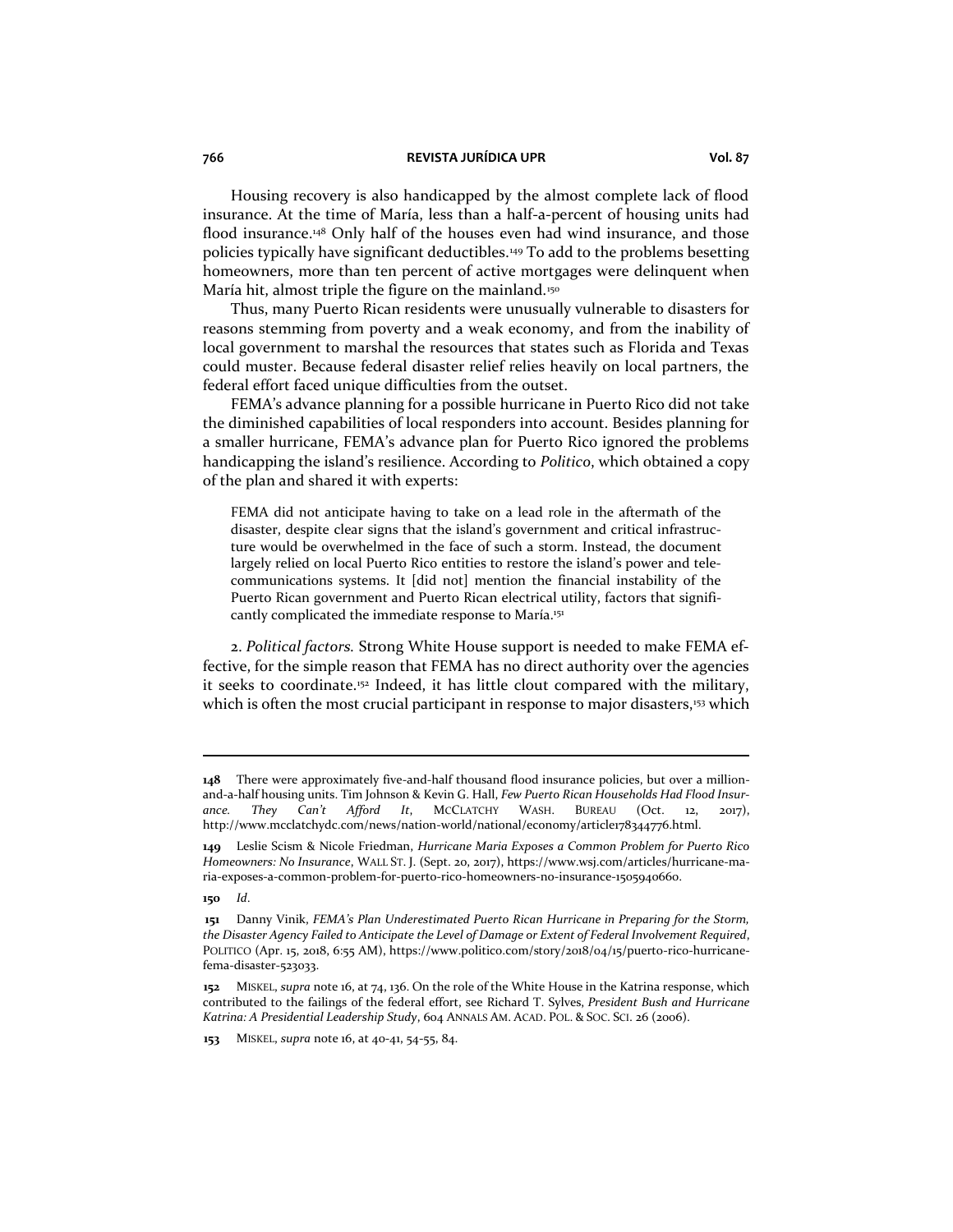Housing recovery is also handicapped by the almost complete lack of flood insurance. At the time of María, less than a half-a-percent of housing units had flood insurance.[148] Only half of the houses even had wind insurance, and those policies typically have significant deductibles.[149] To add to the problems besetting homeowners, more than ten percent of active mortgages were delinquent when María hit, almost triple the figure on the mainland.[150]

Thus, many Puerto Rican residents were unusually vulnerable to disasters for reasons stemming from poverty and a weak economy, and from the inability of local government to marshal the resources that states such as Florida and Texas could muster. Because federal disaster relief relies heavily on local partners, the federal effort faced unique difficulties from the outset.

FEMA's advance planning for a possible hurricane in Puerto Rico did not take the diminished capabilities of local responders into account. Besides planning for a smaller hurricane, FEMA's advance plan for Puerto Rico ignored the problems handicapping the island's resilience. According to *Politico*, which obtained a copy of the plan and shared it with experts:

> FEMA did not anticipate having to take on a lead role in the aftermath of the disaster, despite clear signs that the island's government and critical infrastructure would be overwhelmed in the face of such a storm. Instead, the document largely relied on local Puerto Rico entities to restore the island's power and telecommunications systems. It [did not] mention the financial instability of the Puerto Rican government and Puerto Rican electrical utility, factors that significantly complicated the immediate response to María.[151]

2. *Political factors.* Strong White House support is needed to make FEMA effective, for the simple reason that FEMA has no direct authority over the agencies it seeks to coordinate.[152] Indeed, it has little clout compared with the military, which is often the most crucial participant in response to major disasters,[153] which

---

**148** There were approximately five-and-half thousand flood insurance policies, but over a million-and-a-half housing units. Tim Johnson & Kevin G. Hall, *Few Puerto Rican Households Had Flood Insurance. They Can't Afford It*, MCCLATCHY WASH. BUREAU (Oct. 12, 2017), http://www.mcclatchydc.com/news/nation-world/national/economy/article178344776.html.

**149** Leslie Scism & Nicole Friedman, *Hurricane Maria Exposes a Common Problem for Puerto Rico Homeowners: No Insurance*, WALL ST. J. (Sept. 20, 2017), https://www.wsj.com/articles/hurricane-maria-exposes-a-common-problem-for-puerto-rico-homeowners-no-insurance-1505940660.

**150** *Id*.

**151** Danny Vinik, *FEMA's Plan Underestimated Puerto Rican Hurricane in Preparing for the Storm, the Disaster Agency Failed to Anticipate the Level of Damage or Extent of Federal Involvement Required*, POLITICO (Apr. 15, 2018, 6:55 AM), https://www.politico.com/story/2018/04/15/puerto-rico-hurricane-fema-disaster-523033.

**152** MISKEL, *supra* note 16, at 74, 136. On the role of the White House in the Katrina response, which contributed to the failings of the federal effort, see Richard T. Sylves, *President Bush and Hurricane Katrina: A Presidential Leadership Study*, 604 ANNALS AM. ACAD. POL. & SOC. SCI. 26 (2006).

**153** MISKEL, *supra* note 16, at 40-41, 54-55, 84.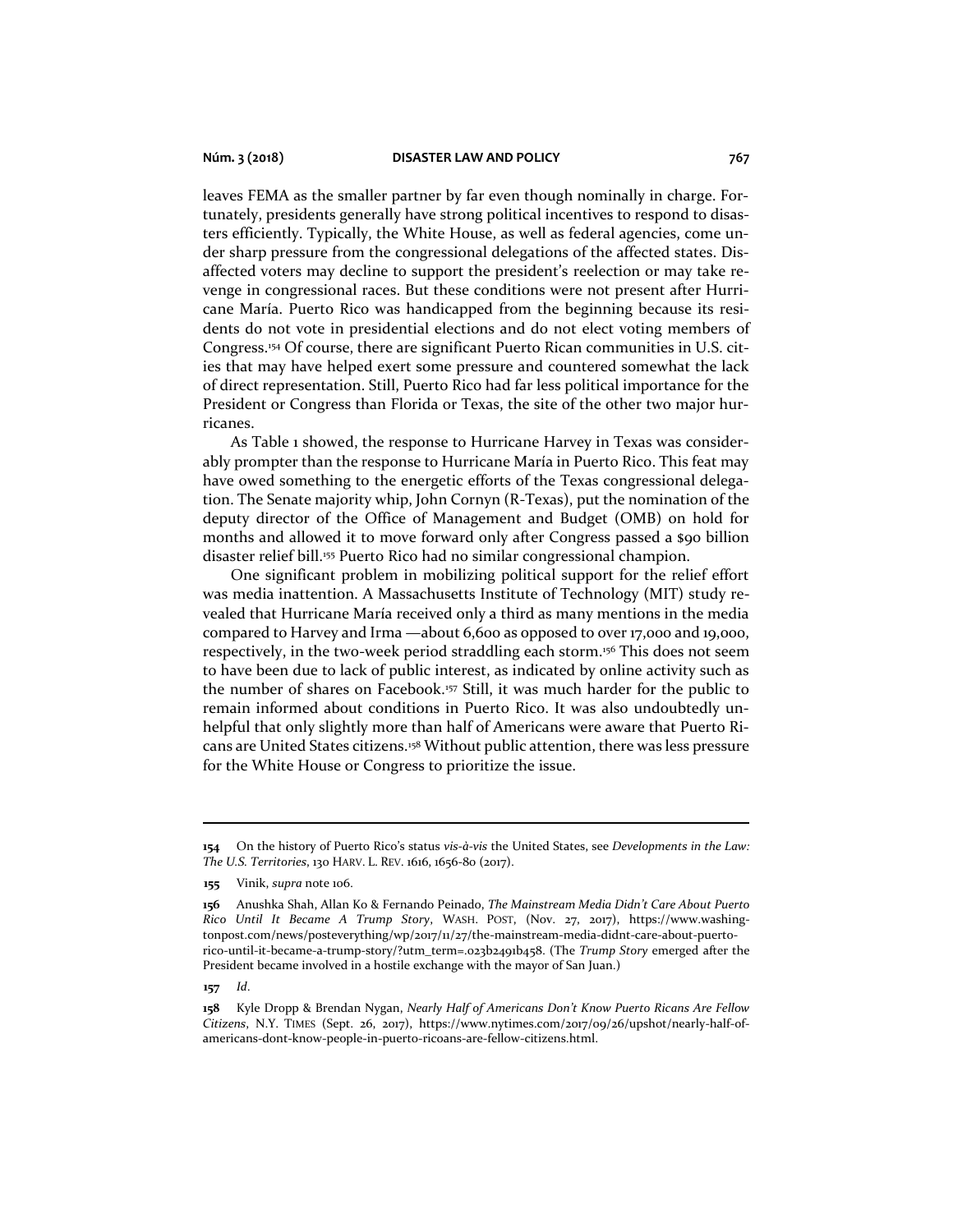leaves FEMA as the smaller partner by far even though nominally in charge. Fortunately, presidents generally have strong political incentives to respond to disasters efficiently. Typically, the White House, as well as federal agencies, come under sharp pressure from the congressional delegations of the affected states. Disaffected voters may decline to support the president's reelection or may take revenge in congressional races. But these conditions were not present after Hurricane María. Puerto Rico was handicapped from the beginning because its residents do not vote in presidential elections and do not elect voting members of Congress.[154] Of course, there are significant Puerto Rican communities in U.S. cities that may have helped exert some pressure and countered somewhat the lack of direct representation. Still, Puerto Rico had far less political importance for the President or Congress than Florida or Texas, the site of the other two major hurricanes.

As Table 1 showed, the response to Hurricane Harvey in Texas was considerably prompter than the response to Hurricane María in Puerto Rico. This feat may have owed something to the energetic efforts of the Texas congressional delegation. The Senate majority whip, John Cornyn (R-Texas), put the nomination of the deputy director of the Office of Management and Budget (OMB) on hold for months and allowed it to move forward only after Congress passed a $90 billion disaster relief bill.[155] Puerto Rico had no similar congressional champion.

One significant problem in mobilizing political support for the relief effort was media inattention. A Massachusetts Institute of Technology (MIT) study revealed that Hurricane María received only a third as many mentions in the media compared to Harvey and Irma —about 6,600 as opposed to over 17,000 and 19,000, respectively, in the two-week period straddling each storm.[156] This does not seem to have been due to lack of public interest, as indicated by online activity such as the number of shares on Facebook.[157] Still, it was much harder for the public to remain informed about conditions in Puerto Rico. It was also undoubtedly unhelpful that only slightly more than half of Americans were aware that Puerto Ricans are United States citizens.[158] Without public attention, there was less pressure for the White House or Congress to prioritize the issue.

---

**154** On the history of Puerto Rico's status *vis-à-vis* the United States, see *Developments in the Law: The U.S. Territories*, 130 HARV. L. REV. 1616, 1656-80 (2017).

**155** Vinik, *supra* note 106.

**156** Anushka Shah, Allan Ko & Fernando Peinado, *The Mainstream Media Didn't Care About Puerto Rico Until It Became A Trump Story*, WASH. POST, (Nov. 27, 2017), https://www.washingtonpost.com/news/posteverything/wp/2017/11/27/the-mainstream-media-didnt-care-about-puerto-rico-until-it-became-a-trump-story/?utm_term=.023b2491b458. (The *Trump Story* emerged after the President became involved in a hostile exchange with the mayor of San Juan.)

**157** *Id.*

**158** Kyle Dropp & Brendan Nygan, *Nearly Half of Americans Don't Know Puerto Ricans Are Fellow Citizens*, N.Y. TIMES (Sept. 26, 2017), https://www.nytimes.com/2017/09/26/upshot/nearly-half-of-americans-dont-know-people-in-puerto-ricoans-are-fellow-citizens.html.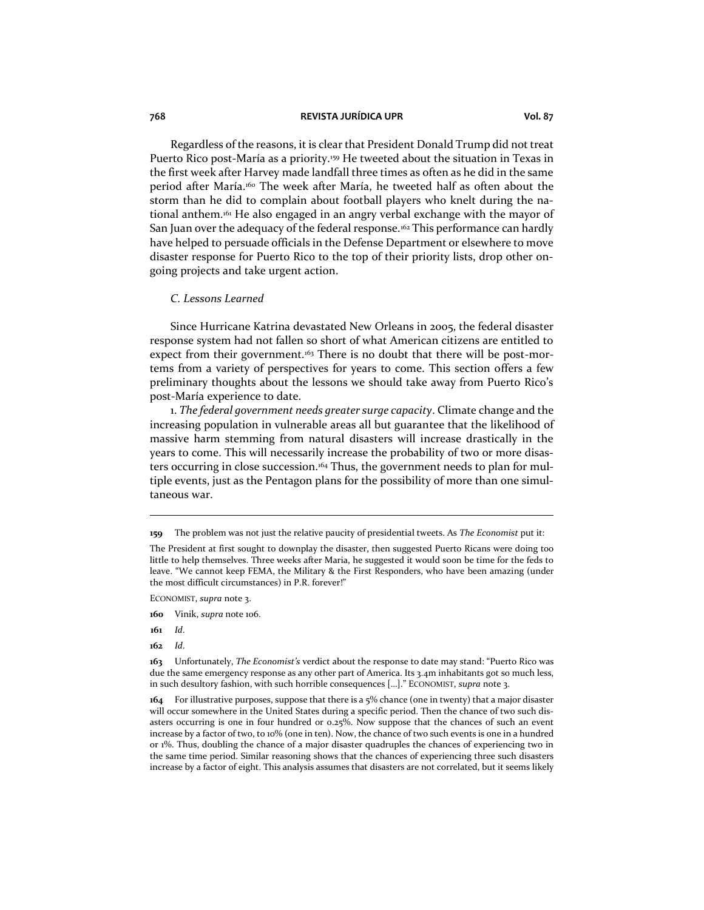Regardless of the reasons, it is clear that President Donald Trump did not treat Puerto Rico post-María as a priority.[159] He tweeted about the situation in Texas in the first week after Harvey made landfall three times as often as he did in the same period after María.[160] The week after María, he tweeted half as often about the storm than he did to complain about football players who knelt during the national anthem.[161] He also engaged in an angry verbal exchange with the mayor of San Juan over the adequacy of the federal response.[162] This performance can hardly have helped to persuade officials in the Defense Department or elsewhere to move disaster response for Puerto Rico to the top of their priority lists, drop other ongoing projects and take urgent action.

### *C. Lessons Learned*

Since Hurricane Katrina devastated New Orleans in 2005, the federal disaster response system had not fallen so short of what American citizens are entitled to expect from their government.[163] There is no doubt that there will be post-mortems from a variety of perspectives for years to come. This section offers a few preliminary thoughts about the lessons we should take away from Puerto Rico's post-María experience to date.

1. *The federal government needs greater surge capacity*. Climate change and the increasing population in vulnerable areas all but guarantee that the likelihood of massive harm stemming from natural disasters will increase drastically in the years to come. This will necessarily increase the probability of two or more disasters occurring in close succession.[164] Thus, the government needs to plan for multiple events, just as the Pentagon plans for the possibility of more than one simultaneous war.

---

**159** The problem was not just the relative paucity of presidential tweets. As *The Economist* put it:

The President at first sought to downplay the disaster, then suggested Puerto Ricans were doing too little to help themselves. Three weeks after Maria, he suggested it would soon be time for the feds to leave. "We cannot keep FEMA, the Military & the First Responders, who have been amazing (under the most difficult circumstances) in P.R. forever!"

ECONOMIST, *supra* note 3.

**160** Vinik, *supra* note 106.

**161** *Id*.

**162** *Id*.

**163** Unfortunately, *The Economist's* verdict about the response to date may stand: "Puerto Rico was due the same emergency response as any other part of America. Its 3.4m inhabitants got so much less, in such desultory fashion, with such horrible consequences [...]." ECONOMIST, *supra* note 3.

**164** For illustrative purposes, suppose that there is a 5% chance (one in twenty) that a major disaster will occur somewhere in the United States during a specific period. Then the chance of two such disasters occurring is one in four hundred or 0.25%. Now suppose that the chances of such an event increase by a factor of two, to 10% (one in ten). Now, the chance of two such events is one in a hundred or 1%. Thus, doubling the chance of a major disaster quadruples the chances of experiencing two in the same time period. Similar reasoning shows that the chances of experiencing three such disasters increase by a factor of eight. This analysis assumes that disasters are not correlated, but it seems likely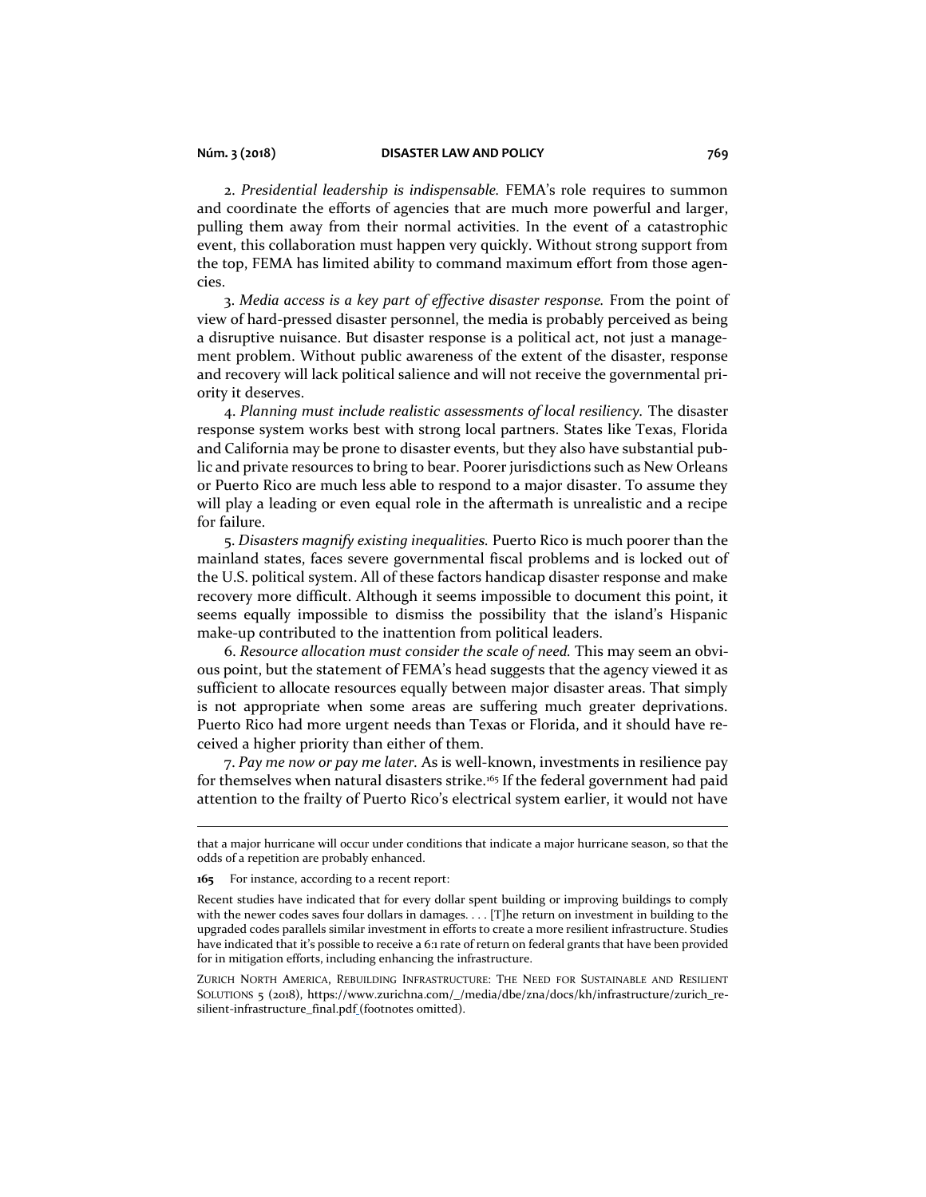2. *Presidential leadership is indispensable.* FEMA's role requires to summon and coordinate the efforts of agencies that are much more powerful and larger, pulling them away from their normal activities. In the event of a catastrophic event, this collaboration must happen very quickly. Without strong support from the top, FEMA has limited ability to command maximum effort from those agencies.

3. *Media access is a key part of effective disaster response.* From the point of view of hard-pressed disaster personnel, the media is probably perceived as being a disruptive nuisance. But disaster response is a political act, not just a management problem. Without public awareness of the extent of the disaster, response and recovery will lack political salience and will not receive the governmental priority it deserves.

4. *Planning must include realistic assessments of local resiliency.* The disaster response system works best with strong local partners. States like Texas, Florida and California may be prone to disaster events, but they also have substantial public and private resources to bring to bear. Poorer jurisdictions such as New Orleans or Puerto Rico are much less able to respond to a major disaster. To assume they will play a leading or even equal role in the aftermath is unrealistic and a recipe for failure.

5. *Disasters magnify existing inequalities.* Puerto Rico is much poorer than the mainland states, faces severe governmental fiscal problems and is locked out of the U.S. political system. All of these factors handicap disaster response and make recovery more difficult. Although it seems impossible to document this point, it seems equally impossible to dismiss the possibility that the island's Hispanic make-up contributed to the inattention from political leaders.

6. *Resource allocation must consider the scale of need.* This may seem an obvious point, but the statement of FEMA's head suggests that the agency viewed it as sufficient to allocate resources equally between major disaster areas. That simply is not appropriate when some areas are suffering much greater deprivations. Puerto Rico had more urgent needs than Texas or Florida, and it should have received a higher priority than either of them.

7. *Pay me now or pay me later.* As is well-known, investments in resilience pay for themselves when natural disasters strike.[165] If the federal government had paid attention to the frailty of Puerto Rico's electrical system earlier, it would not have

---

that a major hurricane will occur under conditions that indicate a major hurricane season, so that the odds of a repetition are probably enhanced.

**165** For instance, according to a recent report:

Recent studies have indicated that for every dollar spent building or improving buildings to comply with the newer codes saves four dollars in damages. . . . [T]he return on investment in building to the upgraded codes parallels similar investment in efforts to create a more resilient infrastructure. Studies have indicated that it's possible to receive a 6:1 rate of return on federal grants that have been provided for in mitigation efforts, including enhancing the infrastructure.

Zurich North America, Rebuilding Infrastructure: The Need for Sustainable and Resilient Solutions 5 (2018), https://www.zurichna.com/_/media/dbe/zna/docs/kh/infrastructure/zurich_resilient-infrastructure_final.pdf (footnotes omitted).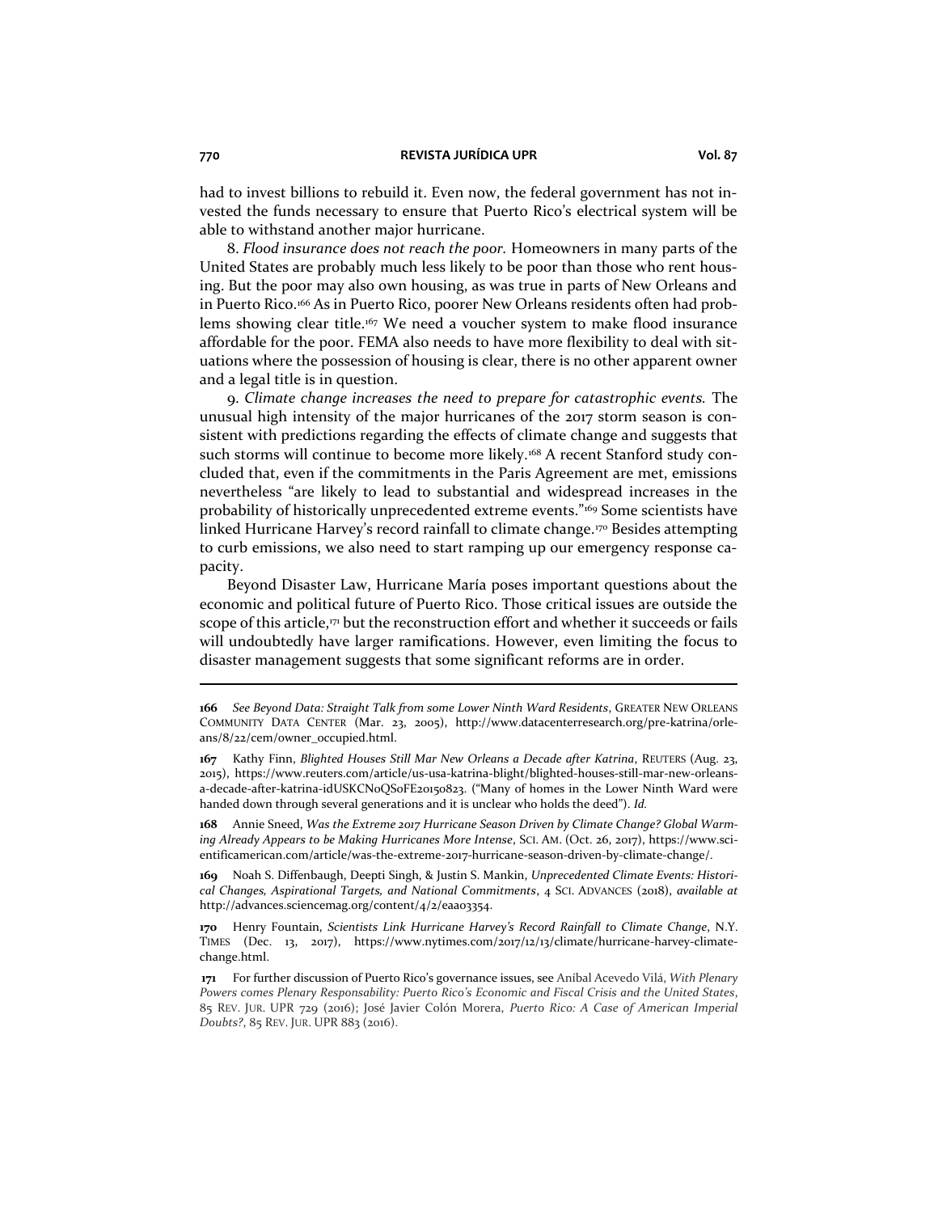had to invest billions to rebuild it. Even now, the federal government has not invested the funds necessary to ensure that Puerto Rico's electrical system will be able to withstand another major hurricane.

8. *Flood insurance does not reach the poor.* Homeowners in many parts of the United States are probably much less likely to be poor than those who rent housing. But the poor may also own housing, as was true in parts of New Orleans and in Puerto Rico.[166] As in Puerto Rico, poorer New Orleans residents often had problems showing clear title.[167] We need a voucher system to make flood insurance affordable for the poor. FEMA also needs to have more flexibility to deal with situations where the possession of housing is clear, there is no other apparent owner and a legal title is in question.

9. *Climate change increases the need to prepare for catastrophic events.* The unusual high intensity of the major hurricanes of the 2017 storm season is consistent with predictions regarding the effects of climate change and suggests that such storms will continue to become more likely.[168] A recent Stanford study concluded that, even if the commitments in the Paris Agreement are met, emissions nevertheless "are likely to lead to substantial and widespread increases in the probability of historically unprecedented extreme events."[169] Some scientists have linked Hurricane Harvey's record rainfall to climate change.[170] Besides attempting to curb emissions, we also need to start ramping up our emergency response capacity.

Beyond Disaster Law, Hurricane María poses important questions about the economic and political future of Puerto Rico. Those critical issues are outside the scope of this article,[171] but the reconstruction effort and whether it succeeds or fails will undoubtedly have larger ramifications. However, even limiting the focus to disaster management suggests that some significant reforms are in order.

---

**166** *See Beyond Data: Straight Talk from some Lower Ninth Ward Residents*, GREATER NEW ORLEANS COMMUNITY DATA CENTER (Mar. 23, 2005), http://www.datacenterresearch.org/pre-katrina/orleans/8/22/cem/owner_occupied.html.

**167** Kathy Finn, *Blighted Houses Still Mar New Orleans a Decade after Katrina*, REUTERS (Aug. 23, 2015), https://www.reuters.com/article/us-usa-katrina-blight/blighted-houses-still-mar-new-orleans-a-decade-after-katrina-idUSKCN0QS0FE20150823. ("Many of homes in the Lower Ninth Ward were handed down through several generations and it is unclear who holds the deed"). *Id.*

**168** Annie Sneed, *Was the Extreme 2017 Hurricane Season Driven by Climate Change? Global Warming Already Appears to be Making Hurricanes More Intense*, SCI. AM. (Oct. 26, 2017), https://www.scientificamerican.com/article/was-the-extreme-2017-hurricane-season-driven-by-climate-change/.

**169** Noah S. Diffenbaugh, Deepti Singh, & Justin S. Mankin, *Unprecedented Climate Events: Historical Changes, Aspirational Targets, and National Commitments*, 4 SCI. ADVANCES (2018), *available at* http://advances.sciencemag.org/content/4/2/eaao3354.

**170** Henry Fountain, *Scientists Link Hurricane Harvey's Record Rainfall to Climate Change*, N.Y. TIMES (Dec. 13, 2017), https://www.nytimes.com/2017/12/13/climate/hurricane-harvey-climate-change.html.

**171** For further discussion of Puerto Rico's governance issues, see Aníbal Acevedo Vilá, *With Plenary Powers comes Plenary Responsability: Puerto Rico's Economic and Fiscal Crisis and the United States*, 85 REV. JUR. UPR 729 (2016); José Javier Colón Morera, *Puerto Rico: A Case of American Imperial Doubts?*, 85 REV. JUR. UPR 883 (2016).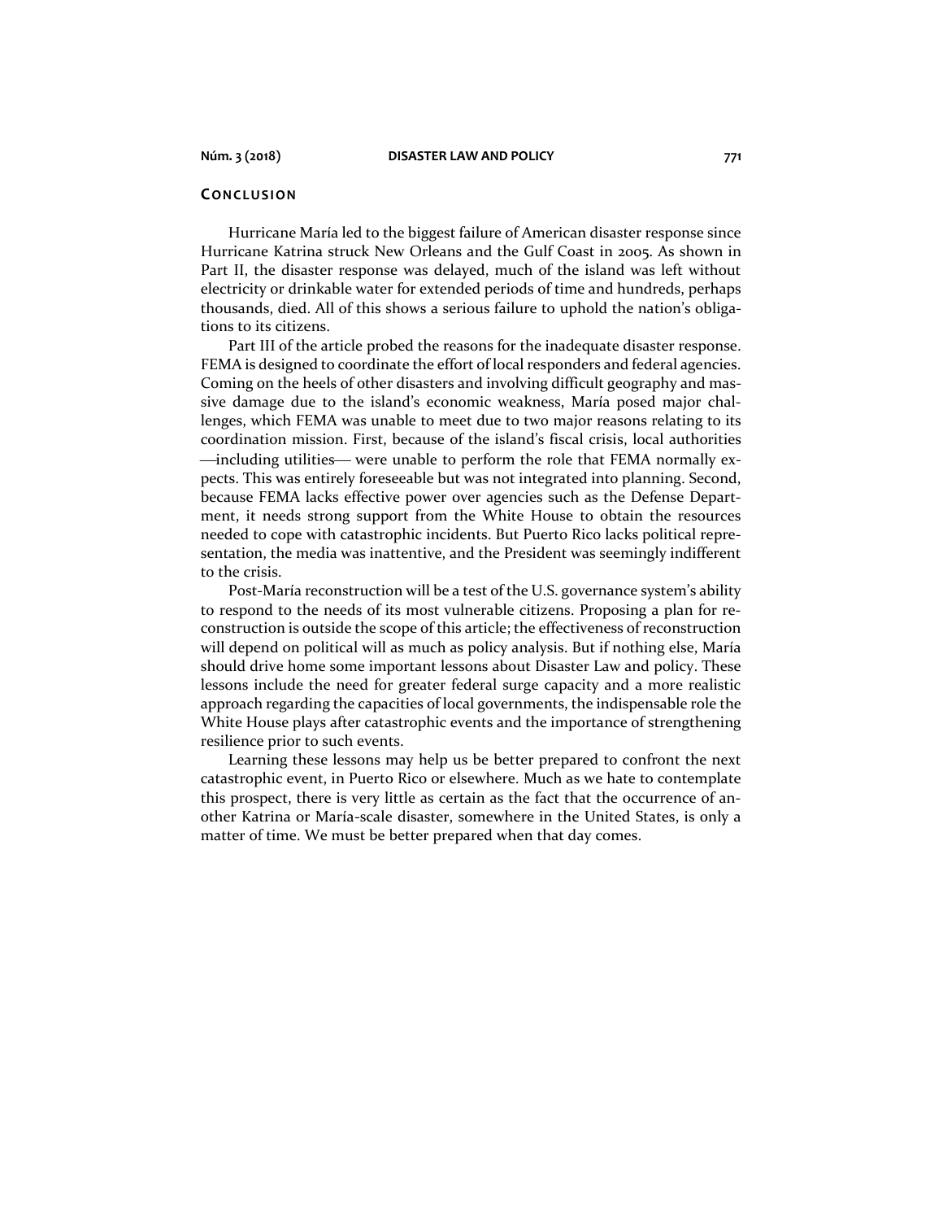## CONCLUSION

Hurricane María led to the biggest failure of American disaster response since Hurricane Katrina struck New Orleans and the Gulf Coast in 2005. As shown in Part II, the disaster response was delayed, much of the island was left without electricity or drinkable water for extended periods of time and hundreds, perhaps thousands, died. All of this shows a serious failure to uphold the nation's obligations to its citizens.

Part III of the article probed the reasons for the inadequate disaster response. FEMA is designed to coordinate the effort of local responders and federal agencies. Coming on the heels of other disasters and involving difficult geography and massive damage due to the island's economic weakness, María posed major challenges, which FEMA was unable to meet due to two major reasons relating to its coordination mission. First, because of the island's fiscal crisis, local authorities —including utilities— were unable to perform the role that FEMA normally expects. This was entirely foreseeable but was not integrated into planning. Second, because FEMA lacks effective power over agencies such as the Defense Department, it needs strong support from the White House to obtain the resources needed to cope with catastrophic incidents. But Puerto Rico lacks political representation, the media was inattentive, and the President was seemingly indifferent to the crisis.

Post-María reconstruction will be a test of the U.S. governance system's ability to respond to the needs of its most vulnerable citizens. Proposing a plan for reconstruction is outside the scope of this article; the effectiveness of reconstruction will depend on political will as much as policy analysis. But if nothing else, María should drive home some important lessons about Disaster Law and policy. These lessons include the need for greater federal surge capacity and a more realistic approach regarding the capacities of local governments, the indispensable role the White House plays after catastrophic events and the importance of strengthening resilience prior to such events.

Learning these lessons may help us be better prepared to confront the next catastrophic event, in Puerto Rico or elsewhere. Much as we hate to contemplate this prospect, there is very little as certain as the fact that the occurrence of another Katrina or María-scale disaster, somewhere in the United States, is only a matter of time. We must be better prepared when that day comes.